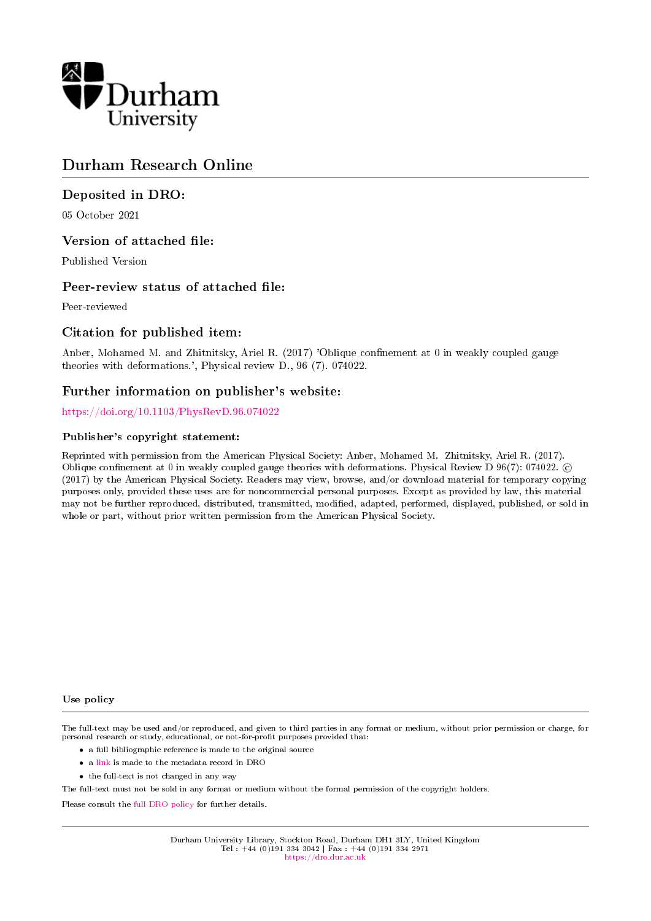Durham University

# Durham Research Online

## Deposited in DRO:

05 October 2021

## Version of attached file:

Published Version

## Peer-review status of attached file:

Peer-reviewed

## Citation for published item:

Anber, Mohamed M. and Zhitnitsky, Ariel R. (2017) 'Oblique confinement at 0 in weakly coupled gauge theories with deformations.', Physical review D., 96 (7). 074022.

## Further information on publisher's website:

https://doi.org/10.1103/PhysRevD.96.074022

### Publisher's copyright statement:

Reprinted with permission from the American Physical Society: Anber, Mohamed M. Zhitnitsky, Ariel R. (2017). Oblique confinement at 0 in weakly coupled gauge theories with deformations. Physical Review D 96(7): 074022. © (2017) by the American Physical Society. Readers may view, browse, and/or download material for temporary copying purposes only, provided these uses are for noncommercial personal purposes. Except as provided by law, this material may not be further reproduced, distributed, transmitted, modified, adapted, performed, displayed, published, or sold in whole or part, without prior written permission from the American Physical Society.

### Use policy

The full-text may be used and/or reproduced, and given to third parties in any format or medium, without prior permission or charge, for personal research or study, educational, or not-for-profit purposes provided that:

- a full bibliographic reference is made to the original source
- a link is made to the metadata record in DRO
- the full-text is not changed in any way

The full-text must not be sold in any format or medium without the formal permission of the copyright holders.

Please consult the full DRO policy for further details.

Durham University Library, Stockton Road, Durham DH1 3LY, United Kingdom
Tel : +44 (0)191 334 3042 | Fax : +44 (0)191 334 2971
https://dro.dur.ac.uk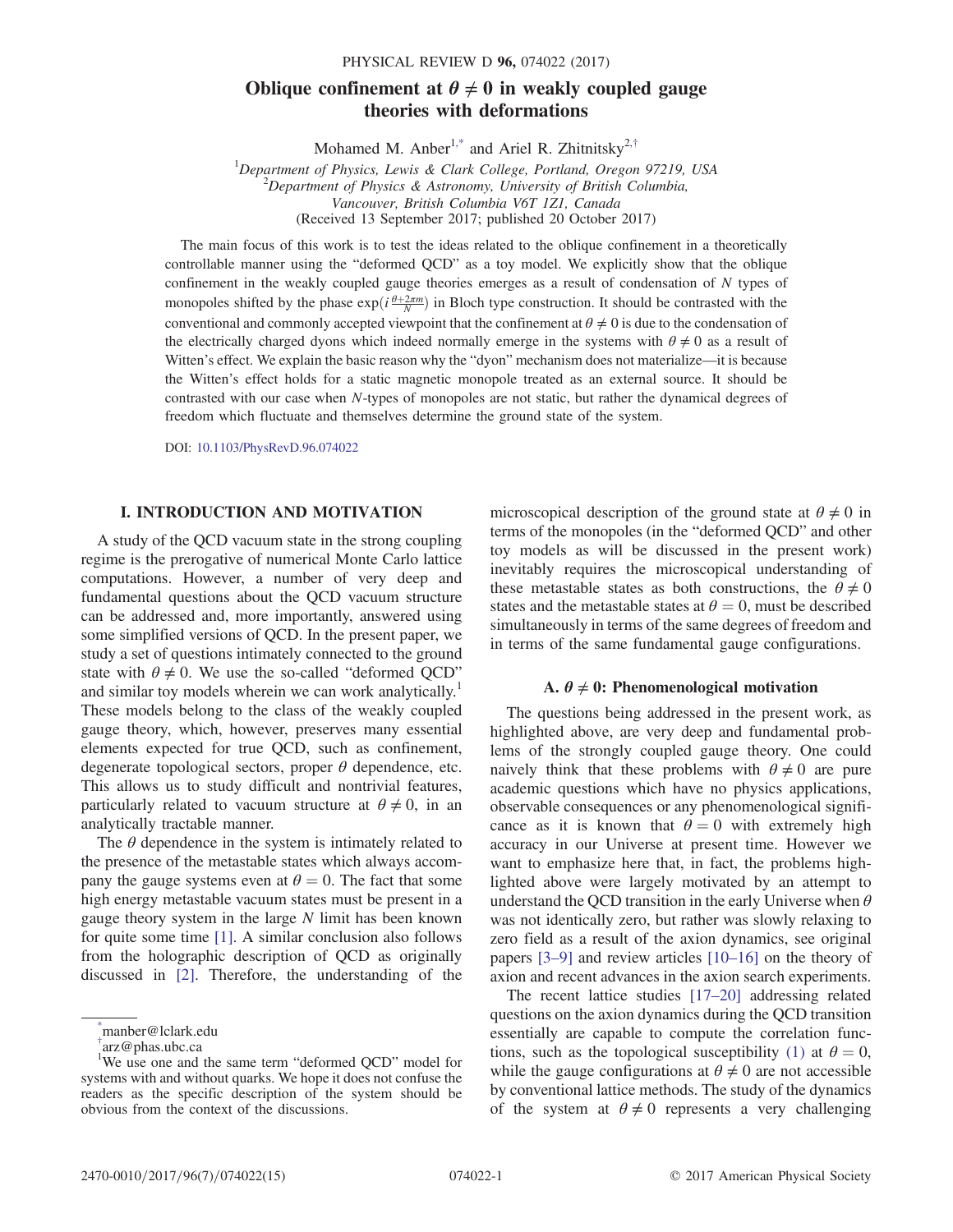# Oblique confinement at $\theta \neq 0$ in weakly coupled gauge theories with deformations

Mohamed M. Anber[1,*] and Ariel R. Zhitnitsky[2,†]

[1]Department of Physics, Lewis & Clark College, Portland, Oregon 97219, USA
[2]Department of Physics & Astronomy, University of British Columbia, Vancouver, British Columbia V6T 1Z1, Canada

(Received 13 September 2017; published 20 October 2017)

The main focus of this work is to test the ideas related to the oblique confinement in a theoretically controllable manner using the "deformed QCD" as a toy model. We explicitly show that the oblique confinement in the weakly coupled gauge theories emerges as a result of condensation of $N$ types of monopoles shifted by the phase $\exp(i\frac{\theta+2\pi m}{N})$ in Bloch type construction. It should be contrasted with the conventional and commonly accepted viewpoint that the confinement at $\theta \neq 0$ is due to the condensation of the electrically charged dyons which indeed normally emerge in the systems with $\theta \neq 0$ as a result of Witten's effect. We explain the basic reason why the "dyon" mechanism does not materialize—it is because the Witten's effect holds for a static magnetic monopole treated as an external source. It should be contrasted with our case when $N$-types of monopoles are not static, but rather the dynamical degrees of freedom which fluctuate and themselves determine the ground state of the system.

DOI: 10.1103/PhysRevD.96.074022

## I. INTRODUCTION AND MOTIVATION

A study of the QCD vacuum state in the strong coupling regime is the prerogative of numerical Monte Carlo lattice computations. However, a number of very deep and fundamental questions about the QCD vacuum structure can be addressed and, more importantly, answered using some simplified versions of QCD. In the present paper, we study a set of questions intimately connected to the ground state with $\theta \neq 0$. We use the so-called "deformed QCD" and similar toy models wherein we can work analytically.[1] These models belong to the class of the weakly coupled gauge theory, which, however, preserves many essential elements expected for true QCD, such as confinement, degenerate topological sectors, proper $\theta$ dependence, etc. This allows us to study difficult and nontrivial features, particularly related to vacuum structure at $\theta \neq 0$, in an analytically tractable manner.

The $\theta$ dependence in the system is intimately related to the presence of the metastable states which always accompany the gauge systems even at $\theta = 0$. The fact that some high energy metastable vacuum states must be present in a gauge theory system in the large $N$ limit has been known for quite some time [1]. A similar conclusion also follows from the holographic description of QCD as originally discussed in [2]. Therefore, the understanding of the microscopical description of the ground state at $\theta \neq 0$ in terms of the monopoles (in the "deformed QCD" and other toy models as will be discussed in the present work) inevitably requires the microscopical understanding of these metastable states as both constructions, the $\theta \neq 0$ states and the metastable states at $\theta = 0$, must be described simultaneously in terms of the same degrees of freedom and in terms of the same fundamental gauge configurations.

### A. $\theta \neq 0$: Phenomenological motivation

The questions being addressed in the present work, as highlighted above, are very deep and fundamental problems of the strongly coupled gauge theory. One could naively think that these problems with $\theta \neq 0$ are pure academic questions which have no physics applications, observable consequences or any phenomenological significance as it is known that $\theta = 0$ with extremely high accuracy in our Universe at present time. However we want to emphasize here that, in fact, the problems highlighted above were largely motivated by an attempt to understand the QCD transition in the early Universe when $\theta$ was not identically zero, but rather was slowly relaxing to zero field as a result of the axion dynamics, see original papers [3–9] and review articles [10–16] on the theory of axion and recent advances in the axion search experiments.

The recent lattice studies [17–20] addressing related questions on the axion dynamics during the QCD transition essentially are capable to compute the correlation functions, such as the topological susceptibility (1) at $\theta = 0$, while the gauge configurations at $\theta \neq 0$ are not accessible by conventional lattice methods. The study of the dynamics of the system at $\theta \neq 0$ represents a very challenging

*manber@lclark.edu
†arz@phas.ubc.ca
[1]We use one and the same term "deformed QCD" model for systems with and without quarks. We hope it does not confuse the readers as the specific description of the system should be obvious from the context of the discussions.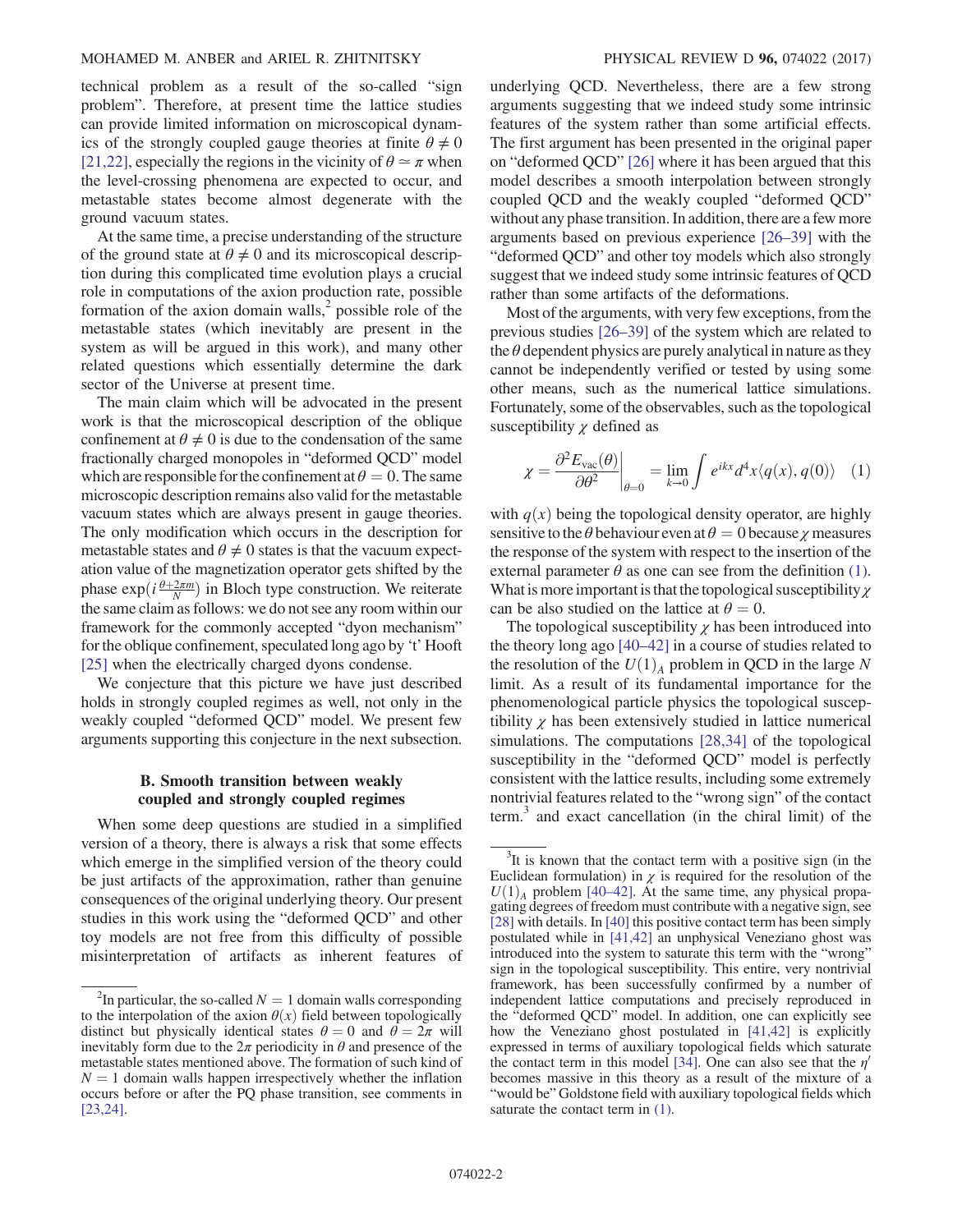technical problem as a result of the so-called "sign problem". Therefore, at present time the lattice studies can provide limited information on microscopical dynamics of the strongly coupled gauge theories at finite $\theta \neq 0$ [21,22], especially the regions in the vicinity of $\theta \simeq \pi$ when the level-crossing phenomena are expected to occur, and metastable states become almost degenerate with the ground vacuum states.

At the same time, a precise understanding of the structure of the ground state at $\theta \neq 0$ and its microscopical description during this complicated time evolution plays a crucial role in computations of the axion production rate, possible formation of the axion domain walls,[2] possible role of the metastable states (which inevitably are present in the system as will be argued in this work), and many other related questions which essentially determine the dark sector of the Universe at present time.

The main claim which will be advocated in the present work is that the microscopical description of the oblique confinement at $\theta \neq 0$ is due to the condensation of the same fractionally charged monopoles in "deformed QCD" model which are responsible for the confinement at $\theta = 0$. The same microscopic description remains also valid for the metastable vacuum states which are always present in gauge theories. The only modification which occurs in the description for metastable states and $\theta \neq 0$ states is that the vacuum expectation value of the magnetization operator gets shifted by the phase $\exp(i\frac{\theta+2\pi m}{N})$ in Bloch type construction. We reiterate the same claim as follows: we do not see any room within our framework for the commonly accepted "dyon mechanism" for the oblique confinement, speculated long ago by 't Hooft [25] when the electrically charged dyons condense.

We conjecture that this picture we have just described holds in strongly coupled regimes as well, not only in the weakly coupled "deformed QCD" model. We present few arguments supporting this conjecture in the next subsection.

### B. Smooth transition between weakly coupled and strongly coupled regimes

When some deep questions are studied in a simplified version of a theory, there is always a risk that some effects which emerge in the simplified version of the theory could be just artifacts of the approximation, rather than genuine consequences of the original underlying theory. Our present studies in this work using the "deformed QCD" and other toy models are not free from this difficulty of possible misinterpretation of artifacts as inherent features of underlying QCD. Nevertheless, there are a few strong arguments suggesting that we indeed study some intrinsic features of the system rather than some artificial effects. The first argument has been presented in the original paper on "deformed QCD" [26] where it has been argued that this model describes a smooth interpolation between strongly coupled QCD and the weakly coupled "deformed QCD" without any phase transition. In addition, there are a few more arguments based on previous experience [26–39] with the "deformed QCD" and other toy models which also strongly suggest that we indeed study some intrinsic features of QCD rather than some artifacts of the deformations.

Most of the arguments, with very few exceptions, from the previous studies [26–39] of the system which are related to the $\theta$ dependent physics are purely analytical in nature as they cannot be independently verified or tested by using some other means, such as the numerical lattice simulations. Fortunately, some of the observables, such as the topological susceptibility $\chi$ defined as

$$\chi = \frac{\partial^2 E_{\mathrm{vac}}(\theta)}{\partial \theta^2}\bigg|_{\theta=0} = \lim_{k\to 0}\int e^{ikx} d^4x \langle q(x), q(0)\rangle \quad (1)$$

with $q(x)$ being the topological density operator, are highly sensitive to the $\theta$ behaviour even at $\theta = 0$ because $\chi$ measures the response of the system with respect to the insertion of the external parameter $\theta$ as one can see from the definition (1). What is more important is that the topological susceptibility $\chi$ can be also studied on the lattice at $\theta = 0$.

The topological susceptibility $\chi$ has been introduced into the theory long ago [40–42] in a course of studies related to the resolution of the $U(1)_A$ problem in QCD in the large $N$ limit. As a result of its fundamental importance for the phenomenological particle physics the topological susceptibility $\chi$ has been extensively studied in lattice numerical simulations. The computations [28,34] of the topological susceptibility in the "deformed QCD" model is perfectly consistent with the lattice results, including some extremely nontrivial features related to the "wrong sign" of the contact term.[3] and exact cancellation (in the chiral limit) of the

---

[2] In particular, the so-called $N = 1$ domain walls corresponding to the interpolation of the axion $\theta(x)$ field between topologically distinct but physically identical states $\theta = 0$ and $\theta = 2\pi$ will inevitably form due to the $2\pi$ periodicity in $\theta$ and presence of the metastable states mentioned above. The formation of such kind of $N = 1$ domain walls happen irrespectively whether the inflation occurs before or after the PQ phase transition, see comments in [23,24].

[3] It is known that the contact term with a positive sign (in the Euclidean formulation) in $\chi$ is required for the resolution of the $U(1)_A$ problem [40–42]. At the same time, any physical propagating degrees of freedom must contribute with a negative sign, see [28] with details. In [40] this positive contact term has been simply postulated while in [41,42] an unphysical Veneziano ghost was introduced into the system to saturate this term with the "wrong" sign in the topological susceptibility. This entire, very nontrivial framework, has been successfully confirmed by a number of independent lattice computations and precisely reproduced in the "deformed QCD" model. In addition, one can explicitly see how the Veneziano ghost postulated in [41,42] is explicitly expressed in terms of auxiliary topological fields which saturate the contact term in this model [34]. One can also see that the $\eta'$ becomes massive in this theory as a result of the mixture of a "would be" Goldstone field with auxiliary topological fields which saturate the contact term in (1).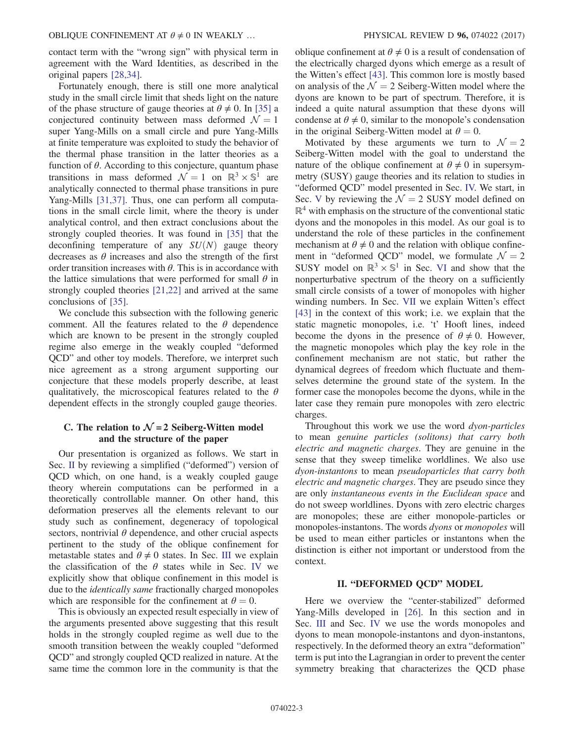contact term with the "wrong sign" with physical term in agreement with the Ward Identities, as described in the original papers [28,34].

Fortunately enough, there is still one more analytical study in the small circle limit that sheds light on the nature of the phase structure of gauge theories at $\theta \neq 0$. In [35] a conjectured continuity between mass deformed $\mathcal{N} = 1$ super Yang-Mills on a small circle and pure Yang-Mills at finite temperature was exploited to study the behavior of the thermal phase transition in the latter theories as a function of $\theta$. According to this conjecture, quantum phase transitions in mass deformed $\mathcal{N} = 1$ on $\mathbb{R}^3 \times \mathbb{S}^1$ are analytically connected to thermal phase transitions in pure Yang-Mills [31,37]. Thus, one can perform all computations in the small circle limit, where the theory is under analytical control, and then extract conclusions about the strongly coupled theories. It was found in [35] that the deconfining temperature of any $SU(N)$ gauge theory decreases as $\theta$ increases and also the strength of the first order transition increases with $\theta$. This is in accordance with the lattice simulations that were performed for small $\theta$ in strongly coupled theories [21,22] and arrived at the same conclusions of [35].

We conclude this subsection with the following generic comment. All the features related to the $\theta$ dependence which are known to be present in the strongly coupled regime also emerge in the weakly coupled "deformed QCD" and other toy models. Therefore, we interpret such nice agreement as a strong argument supporting our conjecture that these models properly describe, at least qualitatively, the microscopical features related to the $\theta$ dependent effects in the strongly coupled gauge theories.

### C. The relation to $\mathcal{N} = 2$ Seiberg-Witten model and the structure of the paper

Our presentation is organized as follows. We start in Sec. II by reviewing a simplified ("deformed") version of QCD which, on one hand, is a weakly coupled gauge theory wherein computations can be performed in a theoretically controllable manner. On other hand, this deformation preserves all the elements relevant to our study such as confinement, degeneracy of topological sectors, nontrivial $\theta$ dependence, and other crucial aspects pertinent to the study of the oblique confinement for metastable states and $\theta \neq 0$ states. In Sec. III we explain the classification of the $\theta$ states while in Sec. IV we explicitly show that oblique confinement in this model is due to the *identically same* fractionally charged monopoles which are responsible for the confinement at $\theta = 0$.

This is obviously an expected result especially in view of the arguments presented above suggesting that this result holds in the strongly coupled regime as well due to the smooth transition between the weakly coupled "deformed QCD" and strongly coupled QCD realized in nature. At the same time the common lore in the community is that the oblique confinement at $\theta \neq 0$ is a result of condensation of the electrically charged dyons which emerge as a result of the Witten's effect [43]. This common lore is mostly based on analysis of the $\mathcal{N} = 2$ Seiberg-Witten model where the dyons are known to be part of spectrum. Therefore, it is indeed a quite natural assumption that these dyons will condense at $\theta \neq 0$, similar to the monopole's condensation in the original Seiberg-Witten model at $\theta = 0$.

Motivated by these arguments we turn to $\mathcal{N} = 2$ Seiberg-Witten model with the goal to understand the nature of the oblique confinement at $\theta \neq 0$ in supersymmetry (SUSY) gauge theories and its relation to studies in "deformed QCD" model presented in Sec. IV. We start, in Sec. V by reviewing the $\mathcal{N} = 2$ SUSY model defined on $\mathbb{R}^4$ with emphasis on the structure of the conventional static dyons and the monopoles in this model. As our goal is to understand the role of these particles in the confinement mechanism at $\theta \neq 0$ and the relation with oblique confinement in "deformed QCD" model, we formulate $\mathcal{N} = 2$ SUSY model on $\mathbb{R}^3 \times \mathbb{S}^1$ in Sec. VI and show that the nonperturbative spectrum of the theory on a sufficiently small circle consists of a tower of monopoles with higher winding numbers. In Sec. VII we explain Witten's effect [43] in the context of this work; i.e. we explain that the static magnetic monopoles, i.e. 't' Hooft lines, indeed become the dyons in the presence of $\theta \neq 0$. However, the magnetic monopoles which play the key role in the confinement mechanism are not static, but rather the dynamical degrees of freedom which fluctuate and themselves determine the ground state of the system. In the former case the monopoles become the dyons, while in the later case they remain pure monopoles with zero electric charges.

Throughout this work we use the word *dyon-particles* to mean *genuine particles (solitons) that carry both electric and magnetic charges*. They are genuine in the sense that they sweep timelike worldlines. We also use *dyon-instantons* to mean *pseudoparticles that carry both electric and magnetic charges*. They are pseudo since they are only *instantaneous events in the Euclidean space* and do not sweep worldlines. Dyons with zero electric charges are monopoles; these are either monopole-particles or monopoles-instantons. The words *dyons* or *monopoles* will be used to mean either particles or instantons when the distinction is either not important or understood from the context.

## II. "DEFORMED QCD" MODEL

Here we overview the "center-stabilized" deformed Yang-Mills developed in [26]. In this section and in Sec. III and Sec. IV we use the words monopoles and dyons to mean monopole-instantons and dyon-instantons, respectively. In the deformed theory an extra "deformation" term is put into the Lagrangian in order to prevent the center symmetry breaking that characterizes the QCD phase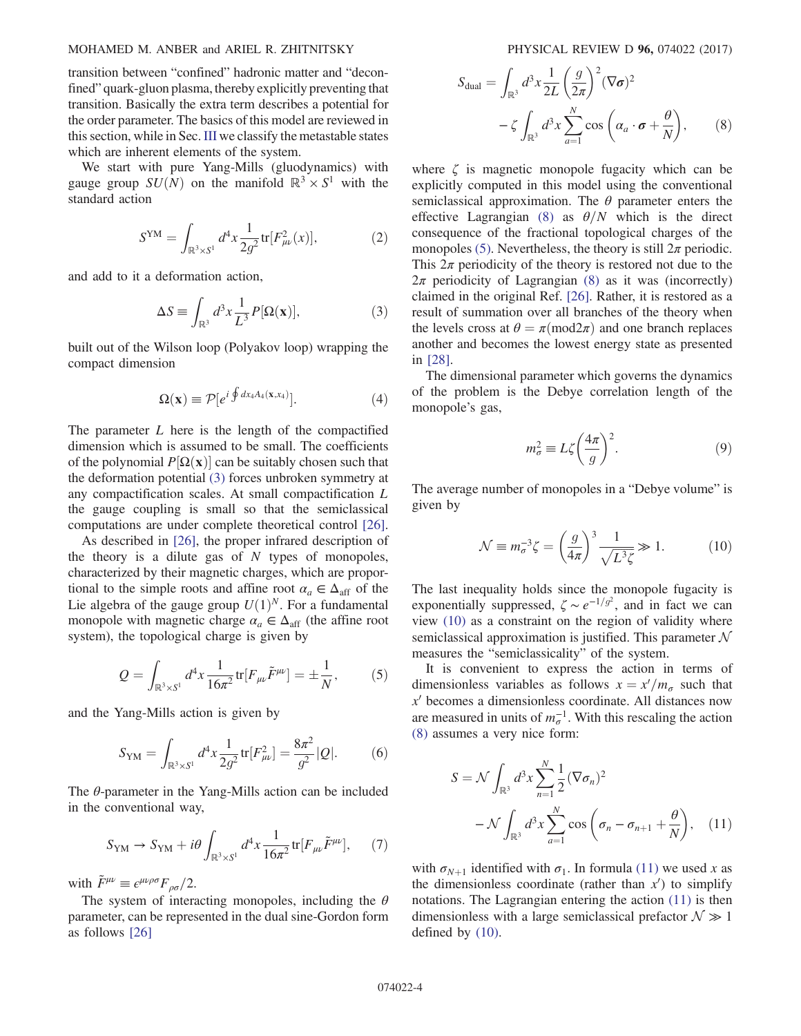transition between "confined" hadronic matter and "deconfined" quark-gluon plasma, thereby explicitly preventing that transition. Basically the extra term describes a potential for the order parameter. The basics of this model are reviewed in this section, while in Sec. III we classify the metastable states which are inherent elements of the system.

We start with pure Yang-Mills (gluodynamics) with gauge group $SU(N)$ on the manifold $\mathbb{R}^3 \times S^1$ with the standard action

$$S^{\rm YM} = \int_{\mathbb{R}^3\times S^1} d^4x \frac{1}{2g^2} {\rm tr}[F^2_{\mu\nu}(x)], \qquad (2)$$

and add to it a deformation action,

$$\Delta S \equiv \int_{\mathbb{R}^3} d^3x \frac{1}{L^3} P[\Omega(\mathbf{x})], \qquad (3)$$

built out of the Wilson loop (Polyakov loop) wrapping the compact dimension

$$\Omega(\mathbf{x}) \equiv \mathcal{P}[e^{i\oint dx_4 A_4(\mathbf{x},x_4)}]. \qquad (4)$$

The parameter $L$ here is the length of the compactified dimension which is assumed to be small. The coefficients of the polynomial $P[\Omega(\mathbf{x})]$ can be suitably chosen such that the deformation potential (3) forces unbroken symmetry at any compactification scales. At small compactification $L$ the gauge coupling is small so that the semiclassical computations are under complete theoretical control [26].

As described in [26], the proper infrared description of the theory is a dilute gas of $N$ types of monopoles, characterized by their magnetic charges, which are proportional to the simple roots and affine root $\alpha_a \in \Delta_{\rm aff}$ of the Lie algebra of the gauge group $U(1)^N$. For a fundamental monopole with magnetic charge $\alpha_a \in \Delta_{\rm aff}$ (the affine root system), the topological charge is given by

$$Q = \int_{\mathbb{R}^3\times S^1} d^4x \frac{1}{16\pi^2} {\rm tr}[F_{\mu\nu}\tilde{F}^{\mu\nu}] = \pm\frac{1}{N}, \qquad (5)$$

and the Yang-Mills action is given by

$$S_{\rm YM} = \int_{\mathbb{R}^3\times S^1} d^4x \frac{1}{2g^2} {\rm tr}[F^2_{\mu\nu}] = \frac{8\pi^2}{g^2}|Q|. \qquad (6)$$

The $\theta$-parameter in the Yang-Mills action can be included in the conventional way,

$$S_{\rm YM} \to S_{\rm YM} + i\theta \int_{\mathbb{R}^3\times S^1} d^4x \frac{1}{16\pi^2} {\rm tr}[F_{\mu\nu}\tilde{F}^{\mu\nu}], \qquad (7)$$

with $\tilde{F}^{\mu\nu} \equiv \epsilon^{\mu\nu\rho\sigma}F_{\rho\sigma}/2$.

The system of interacting monopoles, including the $\theta$ parameter, can be represented in the dual sine-Gordon form as follows [26]

$$S_{\rm dual} = \int_{\mathbb{R}^3} d^3x \frac{1}{2L}\left(\frac{g}{2\pi}\right)^2 (\nabla\boldsymbol{\sigma})^2 - \zeta \int_{\mathbb{R}^3} d^3x \sum_{a=1}^{N} \cos\left(\alpha_a\cdot\boldsymbol{\sigma} + \frac{\theta}{N}\right), \qquad (8)$$

where $\zeta$ is magnetic monopole fugacity which can be explicitly computed in this model using the conventional semiclassical approximation. The $\theta$ parameter enters the effective Lagrangian (8) as $\theta/N$ which is the direct consequence of the fractional topological charges of the monopoles (5). Nevertheless, the theory is still $2\pi$ periodic. This $2\pi$ periodicity of the theory is restored not due to the $2\pi$ periodicity of Lagrangian (8) as it was (incorrectly) claimed in the original Ref. [26]. Rather, it is restored as a result of summation over all branches of the theory when the levels cross at $\theta = \pi ({\rm mod}\, 2\pi)$ and one branch replaces another and becomes the lowest energy state as presented in [28].

The dimensional parameter which governs the dynamics of the problem is the Debye correlation length of the monopole's gas,

$$m_\sigma^2 \equiv L\zeta\left(\frac{4\pi}{g}\right)^2. \qquad (9)$$

The average number of monopoles in a "Debye volume" is given by

$$\mathcal{N} \equiv m_\sigma^{-3}\zeta = \left(\frac{g}{4\pi}\right)^3 \frac{1}{\sqrt{L^3\zeta}} \gg 1. \qquad (10)$$

The last inequality holds since the monopole fugacity is exponentially suppressed, $\zeta \sim e^{-1/g^2}$, and in fact we can view (10) as a constraint on the region of validity where semiclassical approximation is justified. This parameter $\mathcal{N}$ measures the "semiclassicality" of the system.

It is convenient to express the action in terms of dimensionless variables as follows $x = x'/m_\sigma$ such that $x'$ becomes a dimensionless coordinate. All distances now are measured in units of $m_\sigma^{-1}$. With this rescaling the action (8) assumes a very nice form:

$$S = \mathcal{N}\int_{\mathbb{R}^3} d^3x \sum_{n=1}^{N} \frac{1}{2}(\nabla\sigma_n)^2 - \mathcal{N}\int_{\mathbb{R}^3} d^3x \sum_{a=1}^{N} \cos\left(\sigma_n - \sigma_{n+1} + \frac{\theta}{N}\right), \qquad (11)$$

with $\sigma_{N+1}$ identified with $\sigma_1$. In formula (11) we used $x$ as the dimensionless coordinate (rather than $x'$) to simplify notations. The Lagrangian entering the action (11) is then dimensionless with a large semiclassical prefactor $\mathcal{N} \gg 1$ defined by (10).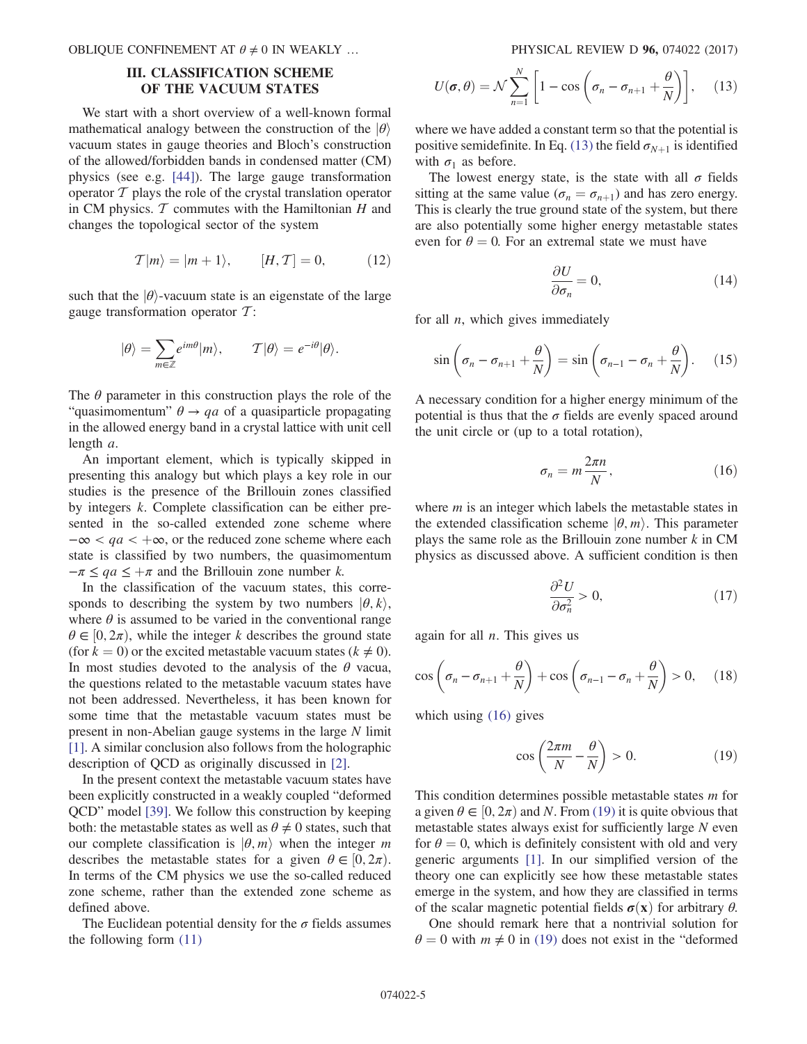## III. CLASSIFICATION SCHEME OF THE VACUUM STATES

We start with a short overview of a well-known formal mathematical analogy between the construction of the $|\theta\rangle$ vacuum states in gauge theories and Bloch's construction of the allowed/forbidden bands in condensed matter (CM) physics (see e.g. [44]). The large gauge transformation operator $\mathcal{T}$ plays the role of the crystal translation operator in CM physics. $\mathcal{T}$ commutes with the Hamiltonian $H$ and changes the topological sector of the system

$$\mathcal{T}|m\rangle = |m+1\rangle, \qquad [H, \mathcal{T}] = 0, \tag{12}$$

such that the $|\theta\rangle$-vacuum state is an eigenstate of the large gauge transformation operator $\mathcal{T}$:

$$|\theta\rangle = \sum_{m\in\mathbb{Z}} e^{im\theta}|m\rangle, \qquad \mathcal{T}|\theta\rangle = e^{-i\theta}|\theta\rangle.$$

The $\theta$ parameter in this construction plays the role of the "quasimomentum" $\theta \to qa$ of a quasiparticle propagating in the allowed energy band in a crystal lattice with unit cell length $a$.

An important element, which is typically skipped in presenting this analogy but which plays a key role in our studies is the presence of the Brillouin zones classified by integers $k$. Complete classification can be either presented in the so-called extended zone scheme where $-\infty < qa < +\infty$, or the reduced zone scheme where each state is classified by two numbers, the quasimomentum $-\pi \leq qa \leq +\pi$ and the Brillouin zone number $k$.

In the classification of the vacuum states, this corresponds to describing the system by two numbers $|\theta, k\rangle$, where $\theta$ is assumed to be varied in the conventional range $\theta \in [0, 2\pi)$, while the integer $k$ describes the ground state (for $k = 0$) or the excited metastable vacuum states ($k \neq 0$). In most studies devoted to the analysis of the $\theta$ vacua, the questions related to the metastable vacuum states have not been addressed. Nevertheless, it has been known for some time that the metastable vacuum states must be present in non-Abelian gauge systems in the large $N$ limit [1]. A similar conclusion also follows from the holographic description of QCD as originally discussed in [2].

In the present context the metastable vacuum states have been explicitly constructed in a weakly coupled "deformed QCD" model [39]. We follow this construction by keeping both: the metastable states as well as $\theta \neq 0$ states, such that our complete classification is $|\theta, m\rangle$ when the integer $m$ describes the metastable states for a given $\theta \in [0, 2\pi)$. In terms of the CM physics we use the so-called reduced zone scheme, rather than the extended zone scheme as defined above.

The Euclidean potential density for the $\sigma$ fields assumes the following form (11)

$$U(\boldsymbol{\sigma}, \theta) = \mathcal{N} \sum_{n=1}^{N} \left[1 - \cos\left(\sigma_n - \sigma_{n+1} + \frac{\theta}{N}\right)\right], \tag{13}$$

where we have added a constant term so that the potential is positive semidefinite. In Eq. (13) the field $\sigma_{N+1}$ is identified with $\sigma_1$ as before.

The lowest energy state, is the state with all $\sigma$ fields sitting at the same value ($\sigma_n = \sigma_{n+1}$) and has zero energy. This is clearly the true ground state of the system, but there are also potentially some higher energy metastable states even for $\theta = 0$. For an extremal state we must have

$$\frac{\partial U}{\partial \sigma_n} = 0, \tag{14}$$

for all $n$, which gives immediately

$$\sin\left(\sigma_n - \sigma_{n+1} + \frac{\theta}{N}\right) = \sin\left(\sigma_{n-1} - \sigma_n + \frac{\theta}{N}\right). \tag{15}$$

A necessary condition for a higher energy minimum of the potential is thus that the $\sigma$ fields are evenly spaced around the unit circle or (up to a total rotation),

$$\sigma_n = m\frac{2\pi n}{N}, \tag{16}$$

where $m$ is an integer which labels the metastable states in the extended classification scheme $|\theta, m\rangle$. This parameter plays the same role as the Brillouin zone number $k$ in CM physics as discussed above. A sufficient condition is then

$$\frac{\partial^2 U}{\partial \sigma_n^2} > 0, \tag{17}$$

again for all $n$. This gives us

$$\cos\left(\sigma_n - \sigma_{n+1} + \frac{\theta}{N}\right) + \cos\left(\sigma_{n-1} - \sigma_n + \frac{\theta}{N}\right) > 0, \tag{18}$$

which using (16) gives

$$\cos\left(\frac{2\pi m}{N} - \frac{\theta}{N}\right) > 0. \tag{19}$$

This condition determines possible metastable states $m$ for a given $\theta \in [0, 2\pi)$ and $N$. From (19) it is quite obvious that metastable states always exist for sufficiently large $N$ even for $\theta = 0$, which is definitely consistent with old and very generic arguments [1]. In our simplified version of the theory one can explicitly see how these metastable states emerge in the system, and how they are classified in terms of the scalar magnetic potential fields $\boldsymbol{\sigma}(\mathbf{x})$ for arbitrary $\theta$.

One should remark here that a nontrivial solution for $\theta = 0$ with $m \neq 0$ in (19) does not exist in the "deformed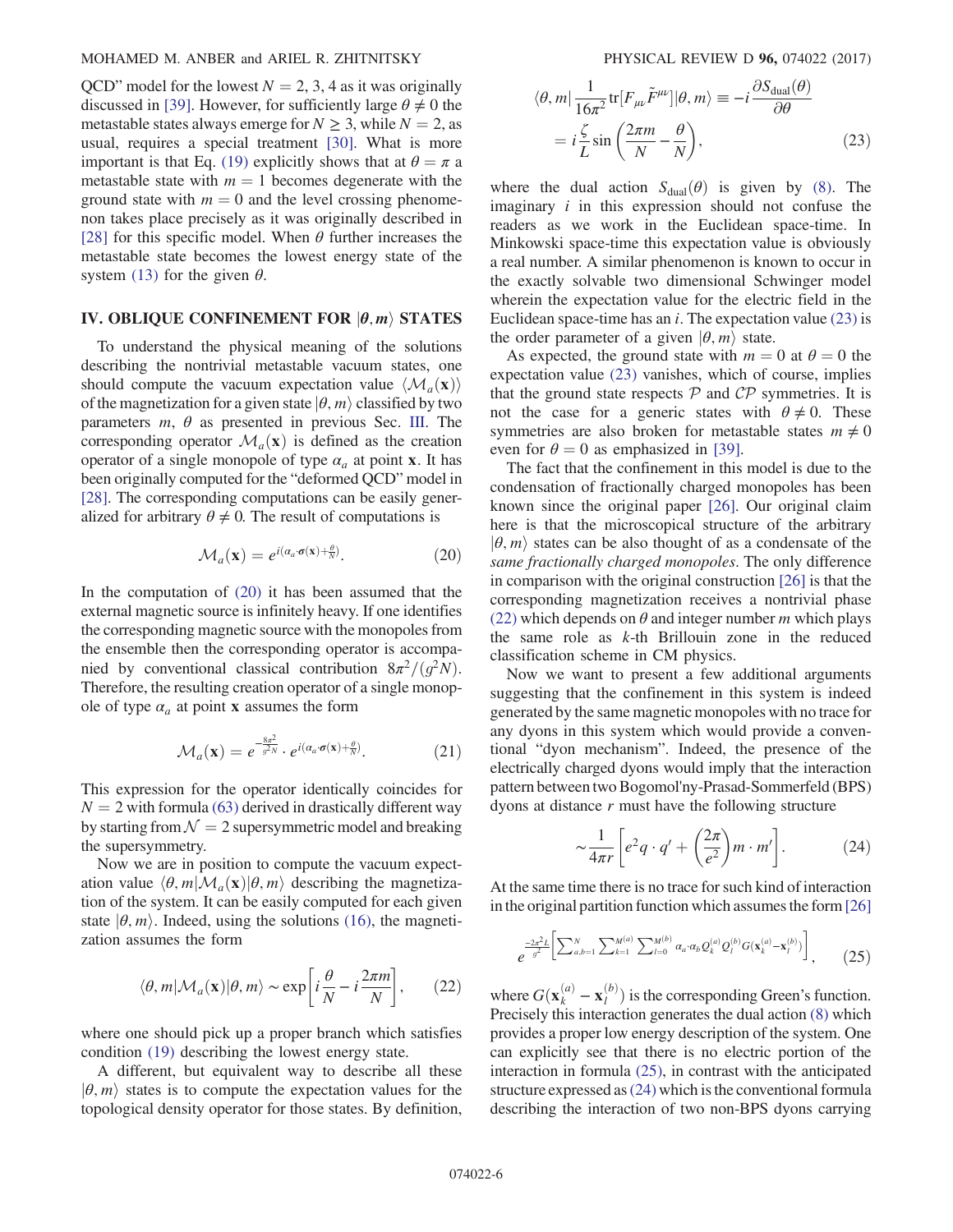QCD" model for the lowest $N = 2, 3, 4$ as it was originally discussed in [39]. However, for sufficiently large $\theta \neq 0$ the metastable states always emerge for $N \geq 3$, while $N = 2$, as usual, requires a special treatment [30]. What is more important is that Eq. (19) explicitly shows that at $\theta = \pi$ a metastable state with $m = 1$ becomes degenerate with the ground state with $m = 0$ and the level crossing phenomenon takes place precisely as it was originally described in [28] for this specific model. When $\theta$ further increases the metastable state becomes the lowest energy state of the system (13) for the given $\theta$.

## IV. OBLIQUE CONFINEMENT FOR $|\theta, m\rangle$ STATES

To understand the physical meaning of the solutions describing the nontrivial metastable vacuum states, one should compute the vacuum expectation value $\langle \mathcal{M}_a(\mathbf{x})\rangle$ of the magnetization for a given state $|\theta, m\rangle$ classified by two parameters $m$, $\theta$ as presented in previous Sec. III. The corresponding operator $\mathcal{M}_a(\mathbf{x})$ is defined as the creation operator of a single monopole of type $\alpha_a$ at point $\mathbf{x}$. It has been originally computed for the "deformed QCD" model in [28]. The corresponding computations can be easily generalized for arbitrary $\theta \neq 0$. The result of computations is

$$\mathcal{M}_a(\mathbf{x}) = e^{i(\alpha_a \cdot \boldsymbol{\sigma}(\mathbf{x}) + \frac{\theta}{N})}. \tag{20}$$

In the computation of (20) it has been assumed that the external magnetic source is infinitely heavy. If one identifies the corresponding magnetic source with the monopoles from the ensemble then the corresponding operator is accompanied by conventional classical contribution $8\pi^2/(g^2 N)$. Therefore, the resulting creation operator of a single monopole of type $\alpha_a$ at point $\mathbf{x}$ assumes the form

$$\mathcal{M}_a(\mathbf{x}) = e^{-\frac{8\pi^2}{g^2 N}} \cdot e^{i(\alpha_a \cdot \boldsymbol{\sigma}(\mathbf{x}) + \frac{\theta}{N})}. \tag{21}$$

This expression for the operator identically coincides for $N = 2$ with formula (63) derived in drastically different way by starting from $\mathcal{N} = 2$ supersymmetric model and breaking the supersymmetry.

Now we are in position to compute the vacuum expectation value $\langle \theta, m|\mathcal{M}_a(\mathbf{x})|\theta, m\rangle$ describing the magnetization of the system. It can be easily computed for each given state $|\theta, m\rangle$. Indeed, using the solutions (16), the magnetization assumes the form

$$\langle \theta, m|\mathcal{M}_a(\mathbf{x})|\theta, m\rangle \sim \exp\left[i\frac{\theta}{N} - i\frac{2\pi m}{N}\right], \tag{22}$$

where one should pick up a proper branch which satisfies condition (19) describing the lowest energy state.

A different, but equivalent way to describe all these $|\theta, m\rangle$ states is to compute the expectation values for the topological density operator for those states. By definition,

$$\begin{aligned}\langle \theta, m|\frac{1}{16\pi^2}\mathrm{tr}[F_{\mu\nu}\tilde{F}^{\mu\nu}]|\theta, m\rangle &\equiv -i\frac{\partial S_{\mathrm{dual}}(\theta)}{\partial\theta} \\ &= i\frac{\zeta}{L}\sin\left(\frac{2\pi m}{N} - \frac{\theta}{N}\right),\end{aligned} \tag{23}$$

where the dual action $S_{\mathrm{dual}}(\theta)$ is given by (8). The imaginary $i$ in this expression should not confuse the readers as we work in the Euclidean space-time. In Minkowski space-time this expectation value is obviously a real number. A similar phenomenon is known to occur in the exactly solvable two dimensional Schwinger model wherein the expectation value for the electric field in the Euclidean space-time has an $i$. The expectation value (23) is the order parameter of a given $|\theta, m\rangle$ state.

As expected, the ground state with $m = 0$ at $\theta = 0$ the expectation value (23) vanishes, which of course, implies that the ground state respects $\mathcal{P}$ and $\mathcal{CP}$ symmetries. It is not the case for a generic states with $\theta \neq 0$. These symmetries are also broken for metastable states $m \neq 0$ even for $\theta = 0$ as emphasized in [39].

The fact that the confinement in this model is due to the condensation of fractionally charged monopoles has been known since the original paper [26]. Our original claim here is that the microscopical structure of the arbitrary $|\theta, m\rangle$ states can be also thought of as a condensate of the *same fractionally charged monopoles*. The only difference in comparison with the original construction [26] is that the corresponding magnetization receives a nontrivial phase (22) which depends on $\theta$ and integer number $m$ which plays the same role as $k$-th Brillouin zone in the reduced classification scheme in CM physics.

Now we want to present a few additional arguments suggesting that the confinement in this system is indeed generated by the same magnetic monopoles with no trace for any dyons in this system which would provide a conventional "dyon mechanism". Indeed, the presence of the electrically charged dyons would imply that the interaction pattern between two Bogomol'ny-Prasad-Sommerfeld (BPS) dyons at distance $r$ must have the following structure

$$\sim \frac{1}{4\pi r}\left[e^2 q \cdot q' + \left(\frac{2\pi}{e^2}\right) m \cdot m'\right]. \tag{24}$$

At the same time there is no trace for such kind of interaction in the original partition function which assumes the form [26]

$$e^{\frac{-2\pi^2 L}{g^2}\left[\sum_{a,b=1}^{N}\sum_{k=1}^{M^{(a)}}\sum_{l=0}^{M^{(b)}}\alpha_a\cdot\alpha_b Q_k^{(a)} Q_l^{(b)} G(\mathbf{x}_k^{(a)} - \mathbf{x}_l^{(b)})\right]}, \tag{25}$$

where $G(\mathbf{x}_k^{(a)} - \mathbf{x}_l^{(b)})$ is the corresponding Green's function. Precisely this interaction generates the dual action (8) which provides a proper low energy description of the system. One can explicitly see that there is no electric portion of the interaction in formula (25), in contrast with the anticipated structure expressed as (24) which is the conventional formula describing the interaction of two non-BPS dyons carrying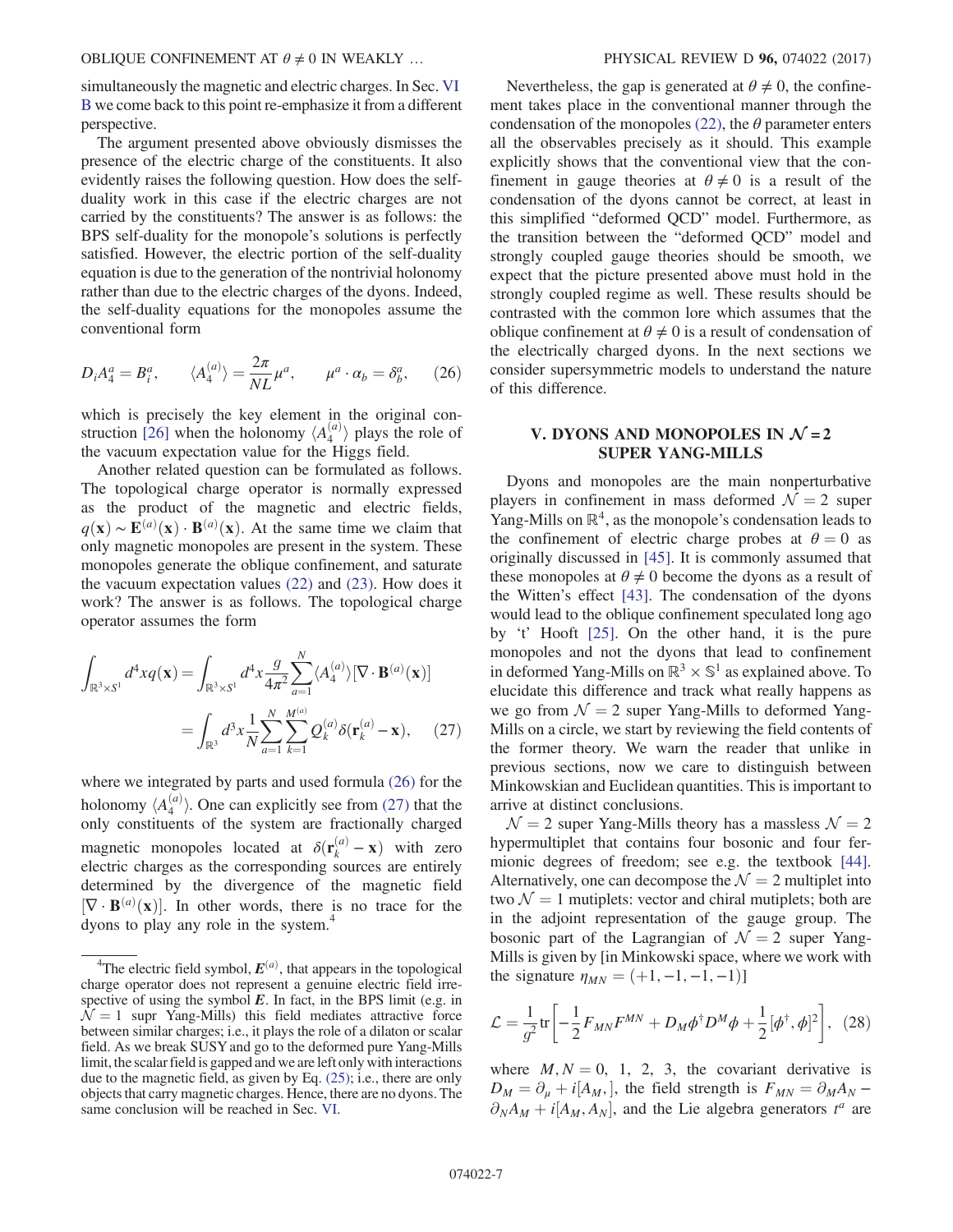simultaneously the magnetic and electric charges. In Sec. VI B we come back to this point re-emphasize it from a different perspective.

The argument presented above obviously dismisses the presence of the electric charge of the constituents. It also evidently raises the following question. How does the self-duality work in this case if the electric charges are not carried by the constituents? The answer is as follows: the BPS self-duality for the monopole's solutions is perfectly satisfied. However, the electric portion of the self-duality equation is due to the generation of the nontrivial holonomy rather than due to the electric charges of the dyons. Indeed, the self-duality equations for the monopoles assume the conventional form

$$D_i A_4^a = B_i^a, \qquad \langle A_4^{(a)} \rangle = \frac{2\pi}{NL}\mu^a, \qquad \mu^a \cdot \alpha_b = \delta_b^a, \qquad (26)$$

which is precisely the key element in the original construction [26] when the holonomy $\langle A_4^{(a)} \rangle$ plays the role of the vacuum expectation value for the Higgs field.

Another related question can be formulated as follows. The topological charge operator is normally expressed as the product of the magnetic and electric fields, $q(\mathbf{x}) \sim \mathbf{E}^{(a)}(\mathbf{x}) \cdot \mathbf{B}^{(a)}(\mathbf{x})$. At the same time we claim that only magnetic monopoles are present in the system. These monopoles generate the oblique confinement, and saturate the vacuum expectation values (22) and (23). How does it work? The answer is as follows. The topological charge operator assumes the form

$$\begin{aligned} \int_{\mathbb{R}^3 \times S^1} d^4x q(\mathbf{x}) &= \int_{\mathbb{R}^3 \times S^1} d^4x \frac{g}{4\pi^2} \sum_{a=1}^{N} \langle A_4^{(a)} \rangle [\nabla \cdot \mathbf{B}^{(a)}(\mathbf{x})] \\ &= \int_{\mathbb{R}^3} d^3x \frac{1}{N} \sum_{a=1}^{N} \sum_{k=1}^{M^{(a)}} Q_k^{(a)} \delta(\mathbf{r}_k^{(a)} - \mathbf{x}), \end{aligned} \qquad (27)$$

where we integrated by parts and used formula (26) for the holonomy $\langle A_4^{(a)} \rangle$. One can explicitly see from (27) that the only constituents of the system are fractionally charged magnetic monopoles located at $\delta(\mathbf{r}_k^{(a)} - \mathbf{x})$ with zero electric charges as the corresponding sources are entirely determined by the divergence of the magnetic field $[\nabla \cdot \mathbf{B}^{(a)}(\mathbf{x})]$. In other words, there is no trace for the dyons to play any role in the system.[4]

[4] The electric field symbol, $\boldsymbol{E}^{(a)}$, that appears in the topological charge operator does not represent a genuine electric field irrespective of using the symbol $\boldsymbol{E}$. In fact, in the BPS limit (e.g. in $\mathcal{N}=1$ supr Yang-Mills) this field mediates attractive force between similar charges; i.e., it plays the role of a dilaton or scalar field. As we break SUSY and go to the deformed pure Yang-Mills limit, the scalar field is gapped and we are left only with interactions due to the magnetic field, as given by Eq. (25); i.e., there are only objects that carry magnetic charges. Hence, there are no dyons. The same conclusion will be reached in Sec. VI.

Nevertheless, the gap is generated at $\theta \neq 0$, the confinement takes place in the conventional manner through the condensation of the monopoles (22), the $\theta$ parameter enters all the observables precisely as it should. This example explicitly shows that the conventional view that the confinement in gauge theories at $\theta \neq 0$ is a result of the condensation of the dyons cannot be correct, at least in this simplified "deformed QCD" model. Furthermore, as the transition between the "deformed QCD" model and strongly coupled gauge theories should be smooth, we expect that the picture presented above must hold in the strongly coupled regime as well. These results should be contrasted with the common lore which assumes that the oblique confinement at $\theta \neq 0$ is a result of condensation of the electrically charged dyons. In the next sections we consider supersymmetric models to understand the nature of this difference.

## V. DYONS AND MONOPOLES IN $\mathcal{N}=2$ SUPER YANG-MILLS

Dyons and monopoles are the main nonperturbative players in confinement in mass deformed $\mathcal{N}=2$ super Yang-Mills on $\mathbb{R}^4$, as the monopole's condensation leads to the confinement of electric charge probes at $\theta = 0$ as originally discussed in [45]. It is commonly assumed that these monopoles at $\theta \neq 0$ become the dyons as a result of the Witten's effect [43]. The condensation of the dyons would lead to the oblique confinement speculated long ago by 't' Hooft [25]. On the other hand, it is the pure monopoles and not the dyons that lead to confinement in deformed Yang-Mills on $\mathbb{R}^3 \times \mathbb{S}^1$ as explained above. To elucidate this difference and track what really happens as we go from $\mathcal{N}=2$ super Yang-Mills to deformed Yang-Mills on a circle, we start by reviewing the field contents of the former theory. We warn the reader that unlike in previous sections, now we care to distinguish between Minkowskian and Euclidean quantities. This is important to arrive at distinct conclusions.

$\mathcal{N}=2$ super Yang-Mills theory has a massless $\mathcal{N}=2$ hypermultiplet that contains four bosonic and four fermionic degrees of freedom; see e.g. the textbook [44]. Alternatively, one can decompose the $\mathcal{N}=2$ multiplet into two $\mathcal{N}=1$ mutiplets: vector and chiral mutiplets; both are in the adjoint representation of the gauge group. The bosonic part of the Lagrangian of $\mathcal{N}=2$ super Yang-Mills is given by [in Minkowski space, where we work with the signature $\eta_{MN} = (+1, -1, -1, -1)$]

$$\mathcal{L} = \frac{1}{g^2}\mathrm{tr}\left[-\frac{1}{2}F_{MN}F^{MN} + D_M\phi^\dagger D^M\phi + \frac{1}{2}[\phi^\dagger, \phi]^2\right], \quad (28)$$

where $M, N = 0,\ 1,\ 2,\ 3,$ the covariant derivative is $D_M = \partial_\mu + i[A_M, ]$, the field strength is $F_{MN} = \partial_M A_N - \partial_N A_M + i[A_M, A_N]$, and the Lie algebra generators $t^a$ are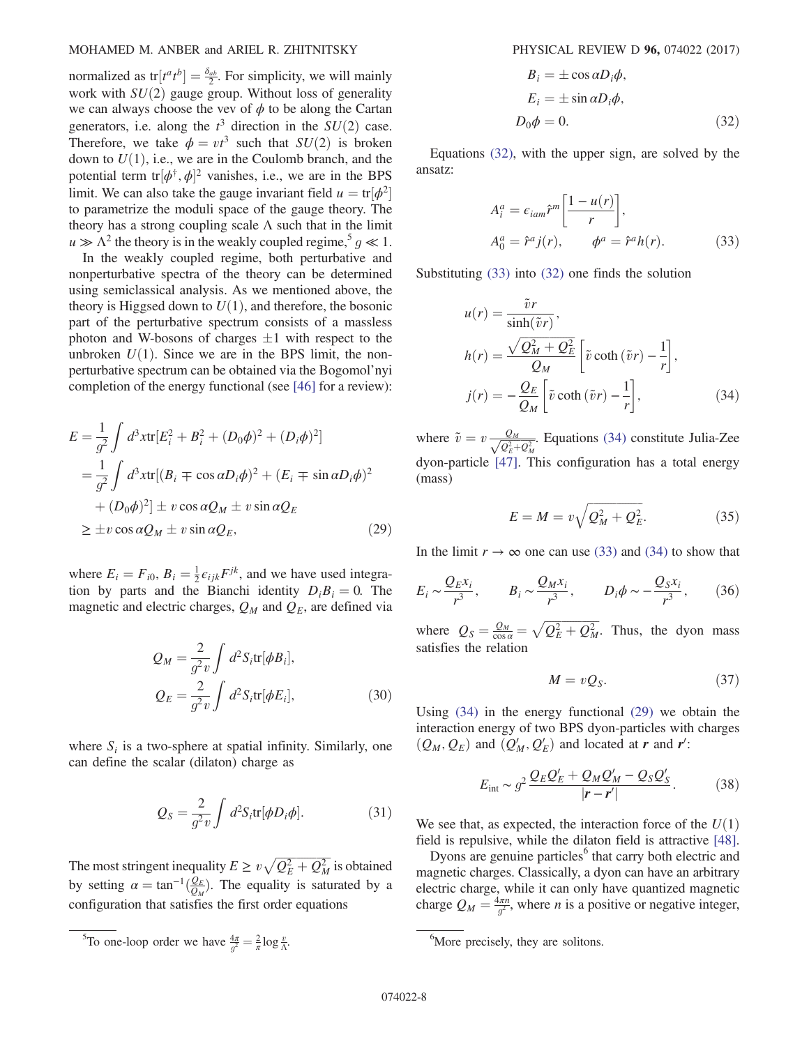normalized as $\mathrm{tr}[t^a t^b] = \frac{\delta_{ab}}{2}$. For simplicity, we will mainly work with $SU(2)$ gauge group. Without loss of generality we can always choose the vev of $\phi$ to be along the Cartan generators, i.e. along the $t^3$ direction in the $SU(2)$ case. Therefore, we take $\phi = vt^3$ such that $SU(2)$ is broken down to $U(1)$, i.e., we are in the Coulomb branch, and the potential term $\mathrm{tr}[\phi^\dagger, \phi]^2$ vanishes, i.e., we are in the BPS limit. We can also take the gauge invariant field $u = \mathrm{tr}[\phi^2]$ to parametrize the moduli space of the gauge theory. The theory has a strong coupling scale $\Lambda$ such that in the limit $u \gg \Lambda^2$ the theory is in the weakly coupled regime,[5] $g \ll 1$.

In the weakly coupled regime, both perturbative and nonperturbative spectra of the theory can be determined using semiclassical analysis. As we mentioned above, the theory is Higgsed down to $U(1)$, and therefore, the bosonic part of the perturbative spectrum consists of a massless photon and W-bosons of charges $\pm 1$ with respect to the unbroken $U(1)$. Since we are in the BPS limit, the nonperturbative spectrum can be obtained via the Bogomol'nyi completion of the energy functional (see [46] for a review):

$$
\begin{aligned}
E &= \frac{1}{g^2}\int d^3x \mathrm{tr}[E_i^2 + B_i^2 + (D_0\phi)^2 + (D_i\phi)^2] \\
&= \frac{1}{g^2}\int d^3x \mathrm{tr}[(B_i \mp \cos\alpha D_i\phi)^2 + (E_i \mp \sin\alpha D_i\phi)^2 \\
&\quad + (D_0\phi)^2] \pm v\cos\alpha Q_M \pm v\sin\alpha Q_E \\
&\geq \pm v\cos\alpha Q_M \pm v\sin\alpha Q_E,
\end{aligned} \tag{29}
$$

where $E_i = F_{i0}$, $B_i = \frac{1}{2}\epsilon_{ijk}F^{jk}$, and we have used integration by parts and the Bianchi identity $D_iB_i = 0$. The magnetic and electric charges, $Q_M$ and $Q_E$, are defined via

$$
\begin{aligned}
Q_M &= \frac{2}{g^2 v}\int d^2S_i \mathrm{tr}[\phi B_i], \\
Q_E &= \frac{2}{g^2 v}\int d^2S_i \mathrm{tr}[\phi E_i],
\end{aligned} \tag{30}
$$

where $S_i$ is a two-sphere at spatial infinity. Similarly, one can define the scalar (dilaton) charge as

$$
Q_S = \frac{2}{g^2 v}\int d^2S_i \mathrm{tr}[\phi D_i\phi]. \tag{31}
$$

The most stringent inequality $E \geq v\sqrt{Q_E^2 + Q_M^2}$ is obtained by setting $\alpha = \tan^{-1}(\frac{Q_E}{Q_M})$. The equality is saturated by a configuration that satisfies the first order equations

$$
\begin{aligned}
B_i &= \pm\cos\alpha D_i\phi, \\
E_i &= \pm\sin\alpha D_i\phi, \\
D_0\phi &= 0.
\end{aligned} \tag{32}
$$

Equations (32), with the upper sign, are solved by the ansatz:

$$
\begin{aligned}
A_i^a &= \epsilon_{iam}\hat{r}^m\left[\frac{1-u(r)}{r}\right], \\
A_0^a &= \hat{r}^a j(r), \qquad \phi^a = \hat{r}^a h(r).
\end{aligned} \tag{33}
$$

Substituting (33) into (32) one finds the solution

$$
\begin{aligned}
u(r) &= \frac{\tilde{v}r}{\sinh(\tilde{v}r)}, \\
h(r) &= \frac{\sqrt{Q_M^2 + Q_E^2}}{Q_M}\left[\tilde{v}\coth(\tilde{v}r) - \frac{1}{r}\right], \\
j(r) &= -\frac{Q_E}{Q_M}\left[\tilde{v}\coth(\tilde{v}r) - \frac{1}{r}\right],
\end{aligned} \tag{34}
$$

where $\tilde{v} = v\frac{Q_M}{\sqrt{Q_E^2 + Q_M^2}}$. Equations (34) constitute Julia-Zee dyon-particle [47]. This configuration has a total energy (mass)

$$
E = M = v\sqrt{Q_M^2 + Q_E^2}. \tag{35}
$$

In the limit $r \to \infty$ one can use (33) and (34) to show that

$$
E_i \sim \frac{Q_E x_i}{r^3}, \qquad B_i \sim \frac{Q_M x_i}{r^3}, \qquad D_i\phi \sim -\frac{Q_S x_i}{r^3}, \tag{36}
$$

where $Q_S = \frac{Q_M}{\cos\alpha} = \sqrt{Q_E^2 + Q_M^2}$. Thus, the dyon mass satisfies the relation

$$
M = vQ_S. \tag{37}
$$

Using (34) in the energy functional (29) we obtain the interaction energy of two BPS dyon-particles with charges $(Q_M, Q_E)$ and $(Q_M', Q_E')$ and located at $\boldsymbol{r}$ and $\boldsymbol{r}'$:

$$
E_{\mathrm{int}} \sim g^2\frac{Q_E Q_E' + Q_M Q_M' - Q_S Q_S'}{|\boldsymbol{r} - \boldsymbol{r}'|}. \tag{38}
$$

We see that, as expected, the interaction force of the $U(1)$ field is repulsive, while the dilaton field is attractive [48].

Dyons are genuine particles[6] that carry both electric and magnetic charges. Classically, a dyon can have an arbitrary electric charge, while it can only have quantized magnetic charge $Q_M = \frac{4\pi n}{g^2}$, where $n$ is a positive or negative integer,

---

[5] To one-loop order we have $\frac{4\pi}{g^2} = \frac{2}{\pi}\log\frac{v}{\Lambda}$.

[6] More precisely, they are solitons.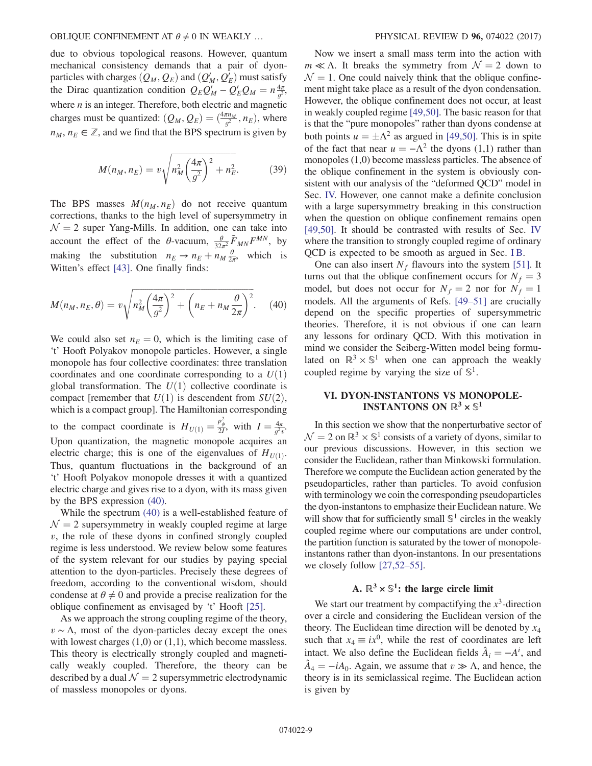due to obvious topological reasons. However, quantum mechanical consistency demands that a pair of dyon-particles with charges $(Q_M, Q_E)$ and $(Q'_M, Q'_E)$ must satisfy the Dirac quantization condition $Q_E Q'_M - Q'_E Q_M = n\frac{4\pi}{g^2}$, where $n$ is an integer. Therefore, both electric and magnetic charges must be quantized: $(Q_M, Q_E) = (\frac{4\pi n_M}{g^2}, n_E)$, where $n_M, n_E \in \mathbb{Z}$, and we find that the BPS spectrum is given by

$$M(n_M, n_E) = v\sqrt{n_M^2\left(\frac{4\pi}{g^2}\right)^2 + n_E^2}. \tag{39}$$

The BPS masses $M(n_M, n_E)$ do not receive quantum corrections, thanks to the high level of supersymmetry in $\mathcal{N}=2$ super Yang-Mills. In addition, one can take into account the effect of the $\theta$-vacuum, $\frac{\theta}{32\pi^2}\tilde{F}_{MN}F^{MN}$, by making the substitution $n_E \to n_E + n_M\frac{\theta}{2\pi}$, which is Witten's effect [43]. One finally finds:

$$M(n_M, n_E, \theta) = v\sqrt{n_M^2\left(\frac{4\pi}{g^2}\right)^2 + \left(n_E + n_M\frac{\theta}{2\pi}\right)^2}. \tag{40}$$

We could also set $n_E = 0$, which is the limiting case of 't Hooft Polyakov monopole particles. However, a single monopole has four collective coordinates: three translation coordinates and one coordinate corresponding to a $U(1)$ global transformation. The $U(1)$ collective coordinate is compact [remember that $U(1)$ is descendent from $SU(2)$, which is a compact group]. The Hamiltonian corresponding to the compact coordinate is $H_{U(1)} = \frac{p_\phi^2}{2I}$, with $I = \frac{4\pi}{g^2 v}$. Upon quantization, the magnetic monopole acquires an electric charge; this is one of the eigenvalues of $H_{U(1)}$. Thus, quantum fluctuations in the background of an 't Hooft Polyakov monopole dresses it with a quantized electric charge and gives rise to a dyon, with its mass given by the BPS expression (40).

While the spectrum (40) is a well-established feature of $\mathcal{N}=2$ supersymmetry in weakly coupled regime at large $v$, the role of these dyons in confined strongly coupled regime is less understood. We review below some features of the system relevant for our studies by paying special attention to the dyon-particles. Precisely these degrees of freedom, according to the conventional wisdom, should condense at $\theta \neq 0$ and provide a precise realization for the oblique confinement as envisaged by 't Hooft [25].

As we approach the strong coupling regime of the theory, $v \sim \Lambda$, most of the dyon-particles decay except the ones with lowest charges (1,0) or (1,1), which become massless. This theory is electrically strongly coupled and magnetically weakly coupled. Therefore, the theory can be described by a dual $\mathcal{N}=2$ supersymmetric electrodynamic of massless monopoles or dyons.

Now we insert a small mass term into the action with $m \ll \Lambda$. It breaks the symmetry from $\mathcal{N}=2$ down to $\mathcal{N}=1$. One could naively think that the oblique confinement might take place as a result of the dyon condensation. However, the oblique confinement does not occur, at least in weakly coupled regime [49,50]. The basic reason for that is that the "pure monopoles" rather than dyons condense at both points $u = \pm\Lambda^2$ as argued in [49,50]. This is in spite of the fact that near $u = -\Lambda^2$ the dyons (1,1) rather than monopoles (1,0) become massless particles. The absence of the oblique confinement in the system is obviously consistent with our analysis of the "deformed QCD" model in Sec. IV. However, one cannot make a definite conclusion with a large supersymmetry breaking in this construction when the question on oblique confinement remains open [49,50]. It should be contrasted with results of Sec. IV where the transition to strongly coupled regime of ordinary QCD is expected to be smooth as argued in Sec. I B.

One can also insert $N_f$ flavours into the system [51]. It turns out that the oblique confinement occurs for $N_f = 3$ model, but does not occur for $N_f = 2$ nor for $N_f = 1$ models. All the arguments of Refs. [49–51] are crucially depend on the specific properties of supersymmetric theories. Therefore, it is not obvious if one can learn any lessons for ordinary QCD. With this motivation in mind we consider the Seiberg-Witten model being formulated on $\mathbb{R}^3 \times \mathbb{S}^1$ when one can approach the weakly coupled regime by varying the size of $\mathbb{S}^1$.

## VI. DYON-INSTANTONS VS MONOPOLE-INSTANTONS ON $\mathbb{R}^3 \times \mathbb{S}^1$

In this section we show that the nonperturbative sector of $\mathcal{N}=2$ on $\mathbb{R}^3 \times \mathbb{S}^1$ consists of a variety of dyons, similar to our previous discussions. However, in this section we consider the Euclidean, rather than Minkowski formulation. Therefore we compute the Euclidean action generated by the pseudoparticles, rather than particles. To avoid confusion with terminology we coin the corresponding pseudoparticles the dyon-instantons to emphasize their Euclidean nature. We will show that for sufficiently small $\mathbb{S}^1$ circles in the weakly coupled regime where our computations are under control, the partition function is saturated by the tower of monopole-instantons rather than dyon-instantons. In our presentations we closely follow [27,52–55].

### A. $\mathbb{R}^3 \times \mathbb{S}^1$: the large circle limit

We start our treatment by compactifying the $x^3$-direction over a circle and considering the Euclidean version of the theory. The Euclidean time direction will be denoted by $x_4$ such that $x_4 \equiv ix^0$, while the rest of coordinates are left intact. We also define the Euclidean fields $\hat{A}_i = -A^i$, and $\hat{A}_4 = -iA_0$. Again, we assume that $v \gg \Lambda$, and hence, the theory is in its semiclassical regime. The Euclidean action is given by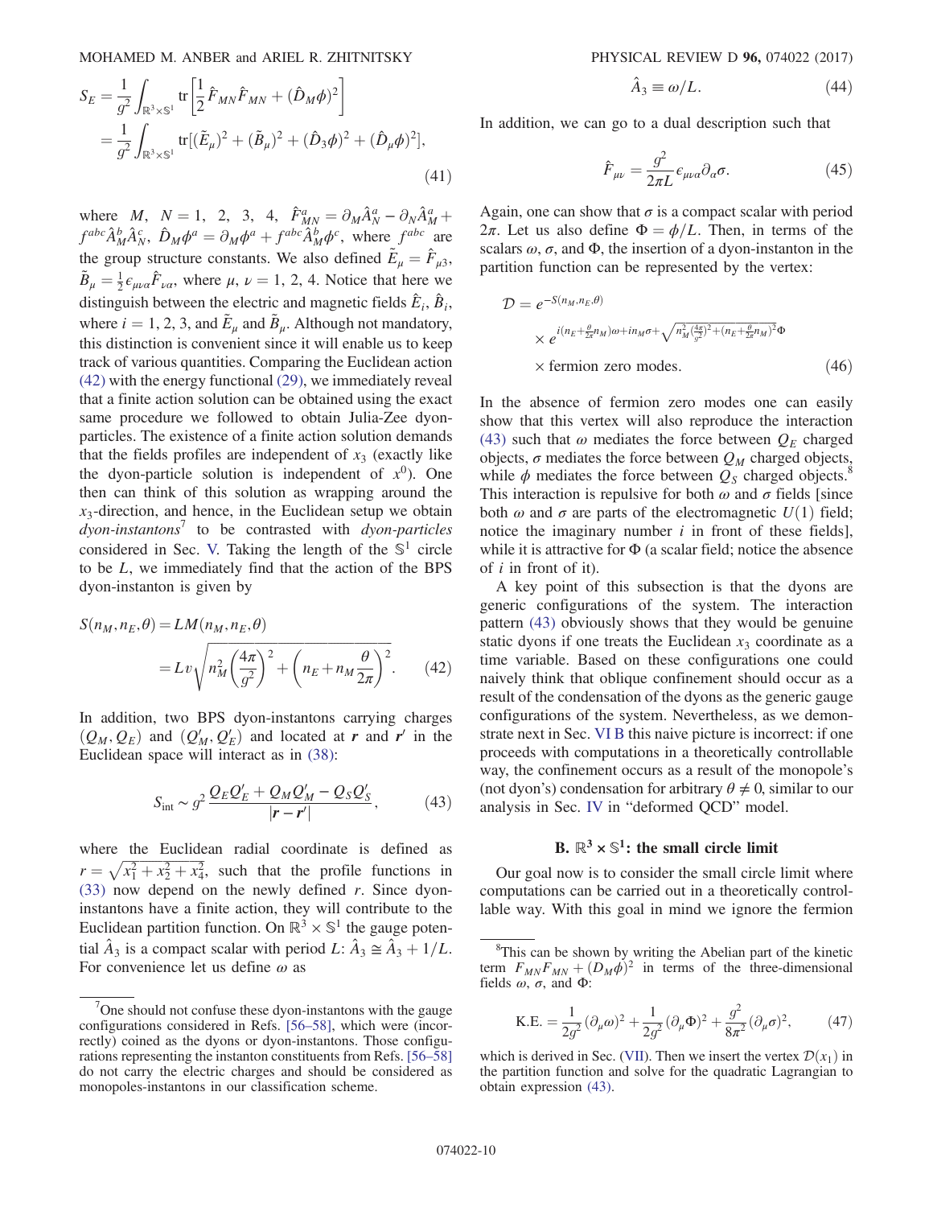$$S_E = \frac{1}{g^2}\int_{\mathbb{R}^3\times\mathbb{S}^1} \mathrm{tr}\left[\frac{1}{2}\hat{F}_{MN}\hat{F}_{MN} + (\hat{D}_M\phi)^2\right]$$
$$= \frac{1}{g^2}\int_{\mathbb{R}^3\times\mathbb{S}^1} \mathrm{tr}[(\tilde{E}_\mu)^2 + (\tilde{B}_\mu)^2 + (\hat{D}_3\phi)^2 + (\hat{D}_\mu\phi)^2], \tag{41}$$

where $M$, $N = 1, 2, 3, 4$, $\hat{F}^a_{MN} = \partial_M \hat{A}^a_N - \partial_N \hat{A}^a_M + f^{abc}\hat{A}^b_M\hat{A}^c_N$, $\hat{D}_M\phi^a = \partial_M\phi^a + f^{abc}\hat{A}^b_M\phi^c$, where $f^{abc}$ are the group structure constants. We also defined $\tilde{E}_\mu = \hat{F}_{\mu 3}$, $\tilde{B}_\mu = \frac{1}{2}\epsilon_{\mu\nu\alpha}\hat{F}_{\nu\alpha}$, where $\mu, \nu = 1, 2, 4$. Notice that here we distinguish between the electric and magnetic fields $\hat{E}_i, \hat{B}_i$, where $i = 1, 2, 3$, and $\tilde{E}_\mu$ and $\tilde{B}_\mu$. Although not mandatory, this distinction is convenient since it will enable us to keep track of various quantities. Comparing the Euclidean action (42) with the energy functional (29), we immediately reveal that a finite action solution can be obtained using the exact same procedure we followed to obtain Julia-Zee dyon-particles. The existence of a finite action solution demands that the fields profiles are independent of $x_3$ (exactly like the dyon-particle solution is independent of $x^0$). One then can think of this solution as wrapping around the $x_3$-direction, and hence, in the Euclidean setup we obtain *dyon-instantons*[7] to be contrasted with *dyon-particles* considered in Sec. V. Taking the length of the $\mathbb{S}^1$ circle to be $L$, we immediately find that the action of the BPS dyon-instanton is given by

$$S(n_M, n_E, \theta) = LM(n_M, n_E, \theta)$$
$$= Lv\sqrt{n_M^2\left(\frac{4\pi}{g^2}\right)^2 + \left(n_E + n_M\frac{\theta}{2\pi}\right)^2}. \tag{42}$$

In addition, two BPS dyon-instantons carrying charges $(Q_M, Q_E)$ and $(Q'_M, Q'_E)$ and located at $\boldsymbol{r}$ and $\boldsymbol{r}'$ in the Euclidean space will interact as in (38):

$$S_{\rm int} \sim g^2\frac{Q_E Q'_E + Q_M Q'_M - Q_S Q'_S}{|\boldsymbol{r} - \boldsymbol{r}'|}, \tag{43}$$

where the Euclidean radial coordinate is defined as $r = \sqrt{x_1^2 + x_2^2 + x_4^2}$, such that the profile functions in (33) now depend on the newly defined $r$. Since dyon-instantons have a finite action, they will contribute to the Euclidean partition function. On $\mathbb{R}^3\times\mathbb{S}^1$ the gauge potential $\hat{A}_3$ is a compact scalar with period $L$: $\hat{A}_3 \cong \hat{A}_3 + 1/L$. For convenience let us define $\omega$ as

$$\hat{A}_3 \equiv \omega/L. \tag{44}$$

In addition, we can go to a dual description such that

$$\hat{F}_{\mu\nu} = \frac{g^2}{2\pi L}\epsilon_{\mu\nu\alpha}\partial_\alpha\sigma. \tag{45}$$

Again, one can show that $\sigma$ is a compact scalar with period $2\pi$. Let us also define $\Phi = \phi/L$. Then, in terms of the scalars $\omega$, $\sigma$, and $\Phi$, the insertion of a dyon-instanton in the partition function can be represented by the vertex:

$$\mathcal{D} = e^{-S(n_M,n_E,\theta)}$$
$$\times\, e^{i(n_E + \frac{\theta}{2\pi}n_M)\omega + i n_M\sigma + \sqrt{n_M^2(\frac{4\pi}{g^2})^2 + (n_E + \frac{\theta}{2\pi}n_M)^2}\,\Phi}$$
$$\times \text{ fermion zero modes.} \tag{46}$$

In the absence of fermion zero modes one can easily show that this vertex will also reproduce the interaction (43) such that $\omega$ mediates the force between $Q_E$ charged objects, $\sigma$ mediates the force between $Q_M$ charged objects, while $\phi$ mediates the force between $Q_S$ charged objects.[8] This interaction is repulsive for both $\omega$ and $\sigma$ fields [since both $\omega$ and $\sigma$ are parts of the electromagnetic $U(1)$ field; notice the imaginary number $i$ in front of these fields], while it is attractive for $\Phi$ (a scalar field; notice the absence of $i$ in front of it).

A key point of this subsection is that the dyons are generic configurations of the system. The interaction pattern (43) obviously shows that they would be genuine static dyons if one treats the Euclidean $x_3$ coordinate as a time variable. Based on these configurations one could naively think that oblique confinement should occur as a result of the condensation of the dyons as the generic gauge configurations of the system. Nevertheless, as we demonstrate next in Sec. VI B this naive picture is incorrect: if one proceeds with computations in a theoretically controllable way, the confinement occurs as a result of the monopole's (not dyon's) condensation for arbitrary $\theta \neq 0$, similar to our analysis in Sec. IV in "deformed QCD" model.

### B. $\mathbb{R}^3\times\mathbb{S}^1$: the small circle limit

Our goal now is to consider the small circle limit where computations can be carried out in a theoretically controllable way. With this goal in mind we ignore the fermion

---

[7] One should not confuse these dyon-instantons with the gauge configurations considered in Refs. [56–58], which were (incorrectly) coined as the dyons or dyon-instantons. Those configurations representing the instanton constituents from Refs. [56–58] do not carry the electric charges and should be considered as monopoles-instantons in our classification scheme.

[8] This can be shown by writing the Abelian part of the kinetic term $F_{MN}F_{MN} + (D_M\phi)^2$ in terms of the three-dimensional fields $\omega$, $\sigma$, and $\Phi$:

$$\text{K.E.} = \frac{1}{2g^2}(\partial_\mu\omega)^2 + \frac{1}{2g^2}(\partial_\mu\Phi)^2 + \frac{g^2}{8\pi^2}(\partial_\mu\sigma)^2, \tag{47}$$

which is derived in Sec. (VII). Then we insert the vertex $\mathcal{D}(x_1)$ in the partition function and solve for the quadratic Lagrangian to obtain expression (43).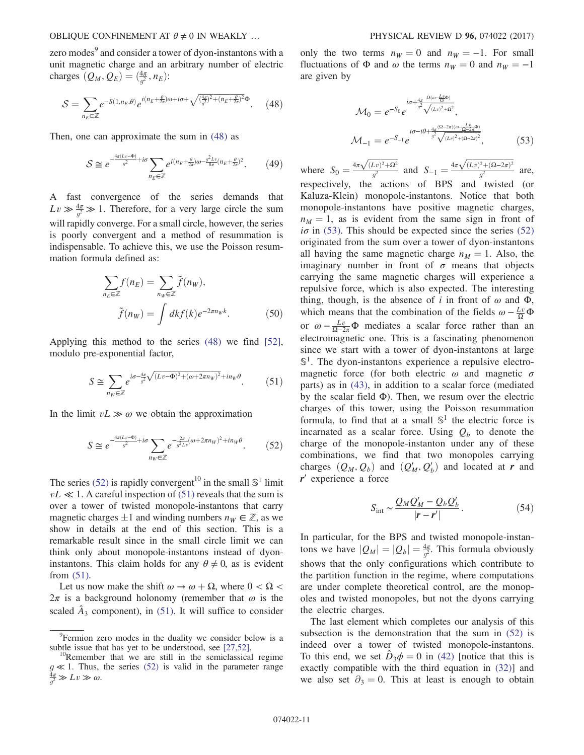zero modes[9] and consider a tower of dyon-instantons with a unit magnetic charge and an arbitrary number of electric charges $(Q_M, Q_E) = (\frac{4\pi}{g^2}, n_E)$:

$$\mathcal{S} = \sum_{n_E \in \mathbb{Z}} e^{-S(1,n_E,\theta)} e^{i(n_E + \frac{\theta}{2\pi})\omega + i\sigma + \sqrt{(\frac{4\pi}{g^2})^2 + (n_E + \frac{\theta}{2\pi})^2}\Phi}. \tag{48}$$

Then, one can approximate the sum in (48) as

$$\mathcal{S} \cong e^{-\frac{4\pi(Lv - \Phi)}{g^2} + i\sigma} \sum_{n_E \in \mathbb{Z}} e^{i(n_E + \frac{\theta}{2\pi})\omega - \frac{g^2 Lv}{8\pi}(n_E + \frac{\theta}{2\pi})^2}. \tag{49}$$

A fast convergence of the series demands that $Lv \gg \frac{4\pi}{g^2} \gg 1$. Therefore, for a very large circle the sum will rapidly converge. For a small circle, however, the series is poorly convergent and a method of resummation is indispensable. To achieve this, we use the Poisson resummation formula defined as:

$$\sum_{n_E \in \mathbb{Z}} f(n_E) = \sum_{n_W \in \mathbb{Z}} \tilde{f}(n_W),$$
$$\tilde{f}(n_W) = \int dk f(k) e^{-2\pi n_W k}. \tag{50}$$

Applying this method to the series (48) we find [52], modulo pre-exponential factor,

$$S \cong \sum_{n_W \in \mathbb{Z}} e^{i\sigma - \frac{4\pi}{g^2}\sqrt{(Lv - \Phi)^2 + (\omega + 2\pi n_W)^2} + i n_W \theta}. \tag{51}$$

In the limit $vL \gg \omega$ we obtain the approximation

$$S \cong e^{-\frac{4\pi(Lv - \Phi)}{g^2} + i\sigma} \sum_{n_W \in \mathbb{Z}} e^{-\frac{2\pi}{g^2 Lv}(\omega + 2\pi n_W)^2 + i n_W \theta}. \tag{52}$$

The series (52) is rapidly convergent[10] in the small $\mathbb{S}^1$ limit $vL \ll 1$. A careful inspection of (51) reveals that the sum is over a tower of twisted monopole-instantons that carry magnetic charges $\pm 1$ and winding numbers $n_W \in \mathbb{Z}$, as we show in details at the end of this section. This is a remarkable result since in the small circle limit we can think only about monopole-instantons instead of dyon-instantons. This claim holds for any $\theta \neq 0$, as is evident from (51).

Let us now make the shift $\omega \to \omega + \Omega$, where $0 < \Omega < 2\pi$ is a background holonomy (remember that $\omega$ is the scaled $\hat{A}_3$ component), in (51). It will suffice to consider only the two terms $n_W = 0$ and $n_W = -1$. For small fluctuations of $\Phi$ and $\omega$ the terms $n_W = 0$ and $n_W = -1$ are given by

$$\mathcal{M}_0 = e^{-S_0} e^{i\sigma + \frac{4\pi}{g^2}\frac{\Omega(\omega - \frac{Lv}{\Omega}\Phi)}{\sqrt{(Lv)^2 + \Omega^2}}},$$
$$\mathcal{M}_{-1} = e^{-S_{-1}} e^{i\sigma - i\theta + \frac{4\pi}{g^2}\frac{(\Omega - 2\pi)(\omega - \frac{Lv}{\Omega - 2\pi}\Phi)}{\sqrt{(Lv)^2 + (\Omega - 2\pi)^2}}}, \tag{53}$$

where $S_0 = \frac{4\pi\sqrt{(Lv)^2 + \Omega^2}}{g^2}$ and $S_{-1} = \frac{4\pi\sqrt{(Lv)^2 + (\Omega - 2\pi)^2}}{g^2}$ are, respectively, the actions of BPS and twisted (or Kaluza-Klein) monopole-instantons. Notice that both monopole-instantons have positive magnetic charges, $n_M = 1$, as is evident from the same sign in front of $i\sigma$ in (53). This should be expected since the series (52) originated from the sum over a tower of dyon-instantons all having the same magnetic charge $n_M = 1$. Also, the imaginary number in front of $\sigma$ means that objects carrying the same magnetic charges will experience a repulsive force, which is also expected. The interesting thing, though, is the absence of $i$ in front of $\omega$ and $\Phi$, which means that the combination of the fields $\omega - \frac{Lv}{\Omega}\Phi$ or $\omega - \frac{Lv}{\Omega - 2\pi}\Phi$ mediates a scalar force rather than an electromagnetic one. This is a fascinating phenomenon since we start with a tower of dyon-instantons at large $\mathbb{S}^1$. The dyon-instantons experience a repulsive electromagnetic force (for both electric $\omega$ and magnetic $\sigma$ parts) as in (43), in addition to a scalar force (mediated by the scalar field $\Phi$). Then, we resum over the electric charges of this tower, using the Poisson resummation formula, to find that at a small $\mathbb{S}^1$ the electric force is incarnated as a scalar force. Using $Q_b$ to denote the charge of the monopole-instanton under any of these combinations, we find that two monopoles carrying charges $(Q_M, Q_b)$ and $(Q'_M, Q'_b)$ and located at $\boldsymbol{r}$ and $\boldsymbol{r}'$ experience a force

$$S_{\rm int} \sim \frac{Q_M Q'_M - Q_b Q'_b}{|\boldsymbol{r} - \boldsymbol{r}'|}. \tag{54}$$

In particular, for the BPS and twisted monopole-instantons we have $|Q_M| = |Q_b| = \frac{4\pi}{g^2}$. This formula obviously shows that the only configurations which contribute to the partition function in the regime, where computations are under complete theoretical control, are the monopoles and twisted monopoles, but not the dyons carrying the electric charges.

The last element which completes our analysis of this subsection is the demonstration that the sum in (52) is indeed over a tower of twisted monopole-instantons. To this end, we set $\hat{D}_3\phi = 0$ in (42) [notice that this is exactly compatible with the third equation in (32)] and we also set $\partial_3 = 0$. This at least is enough to obtain

---

[9] Fermion zero modes in the duality we consider below is a subtle issue that has yet to be understood, see [27,52].

[10] Remember that we are still in the semiclassical regime $g \ll 1$. Thus, the series (52) is valid in the parameter range $\frac{4\pi}{g^2} \gg Lv \gg \omega$.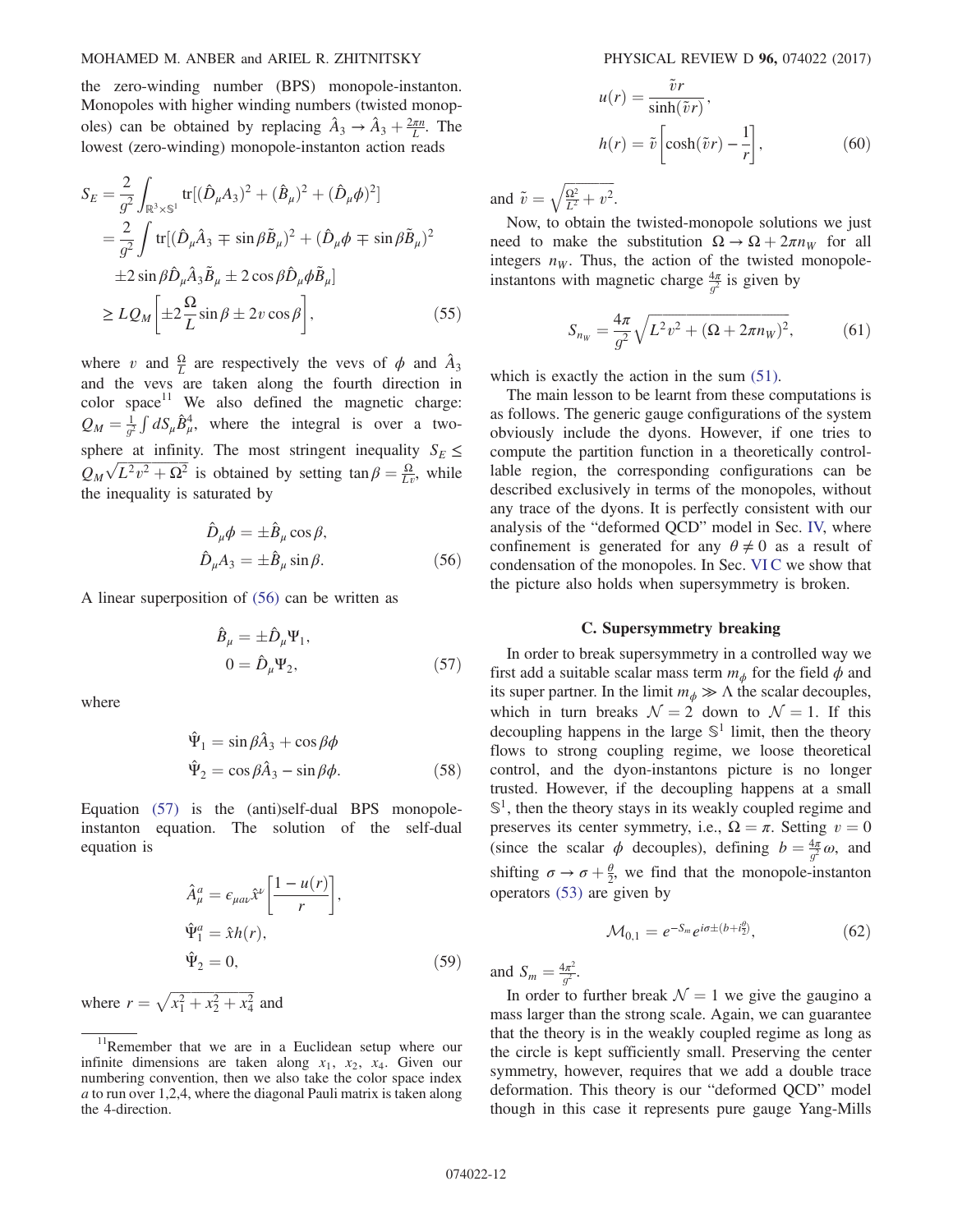the zero-winding number (BPS) monopole-instanton. Monopoles with higher winding numbers (twisted monopoles) can be obtained by replacing $\hat{A}_3 \to \hat{A}_3 + \frac{2\pi n}{L}$. The lowest (zero-winding) monopole-instanton action reads

$$
\begin{aligned}
S_E &= \frac{2}{g^2}\int_{\mathbb{R}^3\times\mathbb{S}^1} \mathrm{tr}[(\hat{D}_\mu A_3)^2 + (\hat{B}_\mu)^2 + (\hat{D}_\mu \phi)^2] \\
&= \frac{2}{g^2}\int \mathrm{tr}[(\hat{D}_\mu \hat{A}_3 \mp \sin\beta \tilde{B}_\mu)^2 + (\hat{D}_\mu \phi \mp \sin\beta \tilde{B}_\mu)^2 \\
&\quad \pm 2\sin\beta \hat{D}_\mu \hat{A}_3 \tilde{B}_\mu \pm 2\cos\beta \hat{D}_\mu \phi \tilde{B}_\mu] \\
&\geq L Q_M \left[\pm 2\frac{\Omega}{L}\sin\beta \pm 2v\cos\beta\right],
\end{aligned}
\tag{55}
$$

where $v$ and $\frac{\Omega}{L}$ are respectively the vevs of $\phi$ and $\hat{A}_3$ and the vevs are taken along the fourth direction in color space[11] We also defined the magnetic charge: $Q_M = \frac{1}{g^2}\int dS_\mu \hat{B}^4_\mu$, where the integral is over a two-sphere at infinity. The most stringent inequality $S_E \leq Q_M\sqrt{L^2v^2 + \Omega^2}$ is obtained by setting $\tan\beta = \frac{\Omega}{Lv}$, while the inequality is saturated by

$$
\begin{aligned}
\hat{D}_\mu \phi &= \pm \hat{B}_\mu \cos\beta, \\
\hat{D}_\mu A_3 &= \pm \hat{B}_\mu \sin\beta.
\end{aligned}
\tag{56}
$$

A linear superposition of (56) can be written as

$$
\begin{aligned}
\hat{B}_\mu &= \pm \hat{D}_\mu \Psi_1, \\
0 &= \hat{D}_\mu \Psi_2,
\end{aligned}
\tag{57}
$$

where

$$
\begin{aligned}
\hat{\Psi}_1 &= \sin\beta \hat{A}_3 + \cos\beta \phi \\
\hat{\Psi}_2 &= \cos\beta \hat{A}_3 - \sin\beta \phi.
\end{aligned}
\tag{58}
$$

Equation (57) is the (anti)self-dual BPS monopole-instanton equation. The solution of the self-dual equation is

$$
\begin{aligned}
\hat{A}^a_\mu &= \epsilon_{\mu a\nu}\hat{x}^\nu\left[\frac{1-u(r)}{r}\right], \\
\hat{\Psi}^a_1 &= \hat{x} h(r), \\
\hat{\Psi}_2 &= 0,
\end{aligned}
\tag{59}
$$

where $r = \sqrt{x_1^2 + x_2^2 + x_4^2}$ and

$$
\begin{aligned}
u(r) &= \frac{\tilde{v}r}{\sinh(\tilde{v}r)}, \\
h(r) &= \tilde{v}\left[\cosh(\tilde{v}r) - \frac{1}{r}\right],
\end{aligned}
\tag{60}
$$

and $\tilde{v} = \sqrt{\frac{\Omega^2}{L^2} + v^2}$.

Now, to obtain the twisted-monopole solutions we just need to make the substitution $\Omega \to \Omega + 2\pi n_W$ for all integers $n_W$. Thus, the action of the twisted monopole-instantons with magnetic charge $\frac{4\pi}{g^2}$ is given by

$$
S_{n_W} = \frac{4\pi}{g^2}\sqrt{L^2v^2 + (\Omega + 2\pi n_W)^2},
\tag{61}
$$

which is exactly the action in the sum (51).

The main lesson to be learnt from these computations is as follows. The generic gauge configurations of the system obviously include the dyons. However, if one tries to compute the partition function in a theoretically controllable region, the corresponding configurations can be described exclusively in terms of the monopoles, without any trace of the dyons. It is perfectly consistent with our analysis of the "deformed QCD" model in Sec. IV, where confinement is generated for any $\theta \neq 0$ as a result of condensation of the monopoles. In Sec. VI C we show that the picture also holds when supersymmetry is broken.

### C. Supersymmetry breaking

In order to break supersymmetry in a controlled way we first add a suitable scalar mass term $m_\phi$ for the field $\phi$ and its super partner. In the limit $m_\phi \gg \Lambda$ the scalar decouples, which in turn breaks $\mathcal{N} = 2$ down to $\mathcal{N} = 1$. If this decoupling happens in the large $\mathbb{S}^1$ limit, then the theory flows to strong coupling regime, we loose theoretical control, and the dyon-instantons picture is no longer trusted. However, if the decoupling happens at a small $\mathbb{S}^1$, then the theory stays in its weakly coupled regime and preserves its center symmetry, i.e., $\Omega = \pi$. Setting $v = 0$ (since the scalar $\phi$ decouples), defining $b = \frac{4\pi}{g^2}\omega$, and shifting $\sigma \to \sigma + \frac{\theta}{2}$, we find that the monopole-instanton operators (53) are given by

$$
\mathcal{M}_{0,1} = e^{-S_m} e^{i\sigma \pm (b + i\frac{\theta}{2})},
\tag{62}
$$

and $S_m = \frac{4\pi^2}{g^2}$.

In order to further break $\mathcal{N} = 1$ we give the gaugino a mass larger than the strong scale. Again, we can guarantee that the theory is in the weakly coupled regime as long as the circle is kept sufficiently small. Preserving the center symmetry, however, requires that we add a double trace deformation. This theory is our "deformed QCD" model though in this case it represents pure gauge Yang-Mills

[11] Remember that we are in a Euclidean setup where our infinite dimensions are taken along $x_1$, $x_2$, $x_4$. Given our numbering convention, then we also take the color space index $a$ to run over 1,2,4, where the diagonal Pauli matrix is taken along the 4-direction.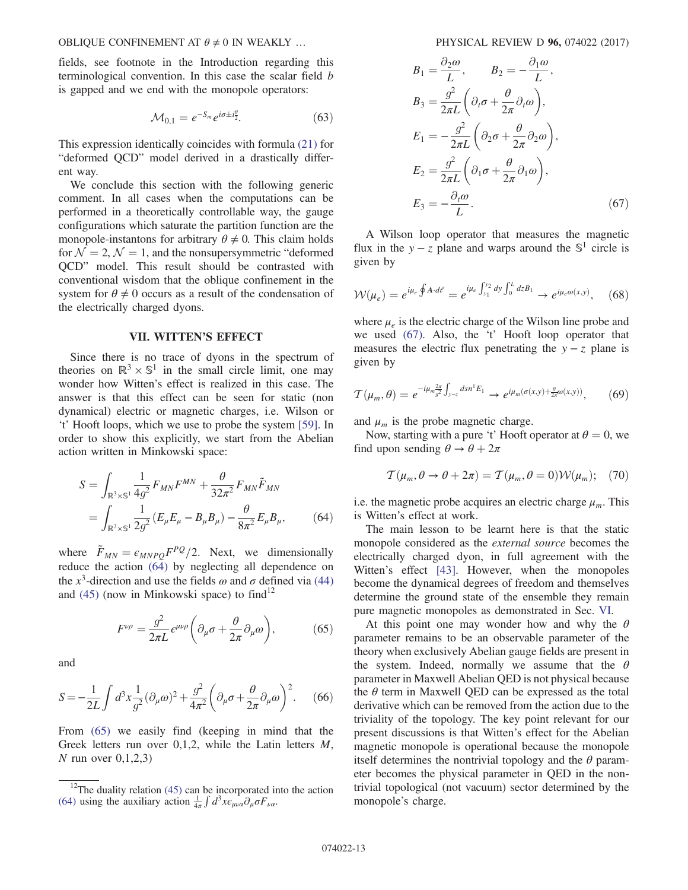fields, see footnote in the Introduction regarding this terminological convention. In this case the scalar field $b$ is gapped and we end with the monopole operators:

$$\mathcal{M}_{0,1} = e^{-S_m} e^{i\sigma \pm i\frac{\theta}{2}}. \tag{63}$$

This expression identically coincides with formula (21) for "deformed QCD" model derived in a drastically different way.

We conclude this section with the following generic comment. In all cases when the computations can be performed in a theoretically controllable way, the gauge configurations which saturate the partition function are the monopole-instantons for arbitrary $\theta \neq 0$. This claim holds for $\mathcal{N}=2$, $\mathcal{N}=1$, and the nonsupersymmetric "deformed QCD" model. This result should be contrasted with conventional wisdom that the oblique confinement in the system for $\theta \neq 0$ occurs as a result of the condensation of the electrically charged dyons.

## VII. WITTEN'S EFFECT

Since there is no trace of dyons in the spectrum of theories on $\mathbb{R}^3 \times \mathbb{S}^1$ in the small circle limit, one may wonder how Witten's effect is realized in this case. The answer is that this effect can be seen for static (non dynamical) electric or magnetic charges, i.e. Wilson or 't Hooft loops, which we use to probe the system [59]. In order to show this explicitly, we start from the Abelian action written in Minkowski space:

$$\begin{aligned} S &= \int_{\mathbb{R}^3 \times \mathbb{S}^1} \frac{1}{4g^2} F_{MN} F^{MN} + \frac{\theta}{32\pi^2} F_{MN} \tilde{F}_{MN} \\ &= \int_{\mathbb{R}^3 \times \mathbb{S}^1} \frac{1}{2g^2} (E_\mu E_\mu - B_\mu B_\mu) - \frac{\theta}{8\pi^2} E_\mu B_\mu, \end{aligned} \tag{64}$$

where $\tilde{F}_{MN} = \epsilon_{MNPQ} F^{PQ}/2$. Next, we dimensionally reduce the action (64) by neglecting all dependence on the $x^3$-direction and use the fields $\omega$ and $\sigma$ defined via (44) and (45) (now in Minkowski space) to find[12]

$$F^{\nu\rho} = \frac{g^2}{2\pi L} \epsilon^{\mu\nu\rho} \left( \partial_\mu \sigma + \frac{\theta}{2\pi} \partial_\mu \omega \right), \tag{65}$$

and

$$S = -\frac{1}{2L} \int d^3x \frac{1}{g^2} (\partial_\mu \omega)^2 + \frac{g^2}{4\pi^2} \left( \partial_\mu \sigma + \frac{\theta}{2\pi} \partial_\mu \omega \right)^2. \tag{66}$$

From (65) we easily find (keeping in mind that the Greek letters run over 0,1,2, while the Latin letters $M$, $N$ run over 0,1,2,3)

$$\begin{aligned} B_1 &= \frac{\partial_2 \omega}{L}, \qquad B_2 = -\frac{\partial_1 \omega}{L}, \\ B_3 &= \frac{g^2}{2\pi L} \left( \partial_t \sigma + \frac{\theta}{2\pi} \partial_t \omega \right), \\ E_1 &= -\frac{g^2}{2\pi L} \left( \partial_2 \sigma + \frac{\theta}{2\pi} \partial_2 \omega \right), \\ E_2 &= \frac{g^2}{2\pi L} \left( \partial_1 \sigma + \frac{\theta}{2\pi} \partial_1 \omega \right), \\ E_3 &= -\frac{\partial_t \omega}{L}. \end{aligned} \tag{67}$$

A Wilson loop operator that measures the magnetic flux in the $y-z$ plane and warps around the $\mathbb{S}^1$ circle is given by

$$\mathcal{W}(\mu_e) = e^{i\mu_e \oint \mathbf{A} \cdot d\ell} = e^{i\mu_e \int_{y_1}^{y_2} dy \int_0^L dz B_1} \to e^{i\mu_e \omega(x,y)}, \tag{68}$$

where $\mu_e$ is the electric charge of the Wilson line probe and we used (67). Also, the 't' Hooft loop operator that measures the electric flux penetrating the $y-z$ plane is given by

$$\mathcal{T}(\mu_m, \theta) = e^{-i\mu_m \frac{2\pi}{g^2} \int_{y-z} dsn^1 E_1} \to e^{i\mu_m \left(\sigma(x,y) + \frac{\theta}{2\pi} \omega(x,y)\right)}, \tag{69}$$

and $\mu_m$ is the probe magnetic charge.

Now, starting with a pure 't' Hooft operator at $\theta = 0$, we find upon sending $\theta \to \theta + 2\pi$

$$\mathcal{T}(\mu_m, \theta \to \theta + 2\pi) = \mathcal{T}(\mu_m, \theta = 0) \mathcal{W}(\mu_m); \tag{70}$$

i.e. the magnetic probe acquires an electric charge $\mu_m$. This is Witten's effect at work.

The main lesson to be learnt here is that the static monopole considered as the *external source* becomes the electrically charged dyon, in full agreement with the Witten's effect [43]. However, when the monopoles become the dynamical degrees of freedom and themselves determine the ground state of the ensemble they remain pure magnetic monopoles as demonstrated in Sec. VI.

At this point one may wonder how and why the $\theta$ parameter remains to be an observable parameter of the theory when exclusively Abelian gauge fields are present in the system. Indeed, normally we assume that the $\theta$ parameter in Maxwell Abelian QED is not physical because the $\theta$ term in Maxwell QED can be expressed as the total derivative which can be removed from the action due to the triviality of the topology. The key point relevant for our present discussions is that Witten's effect for the Abelian magnetic monopole is operational because the monopole itself determines the nontrivial topology and the $\theta$ parameter becomes the physical parameter in QED in the nontrivial topological (not vacuum) sector determined by the monopole's charge.

---

[12] The duality relation (45) can be incorporated into the action (64) using the auxiliary action $\frac{1}{4\pi} \int d^3x \epsilon_{\mu\nu\alpha} \partial_\mu \sigma F_{\nu\alpha}$.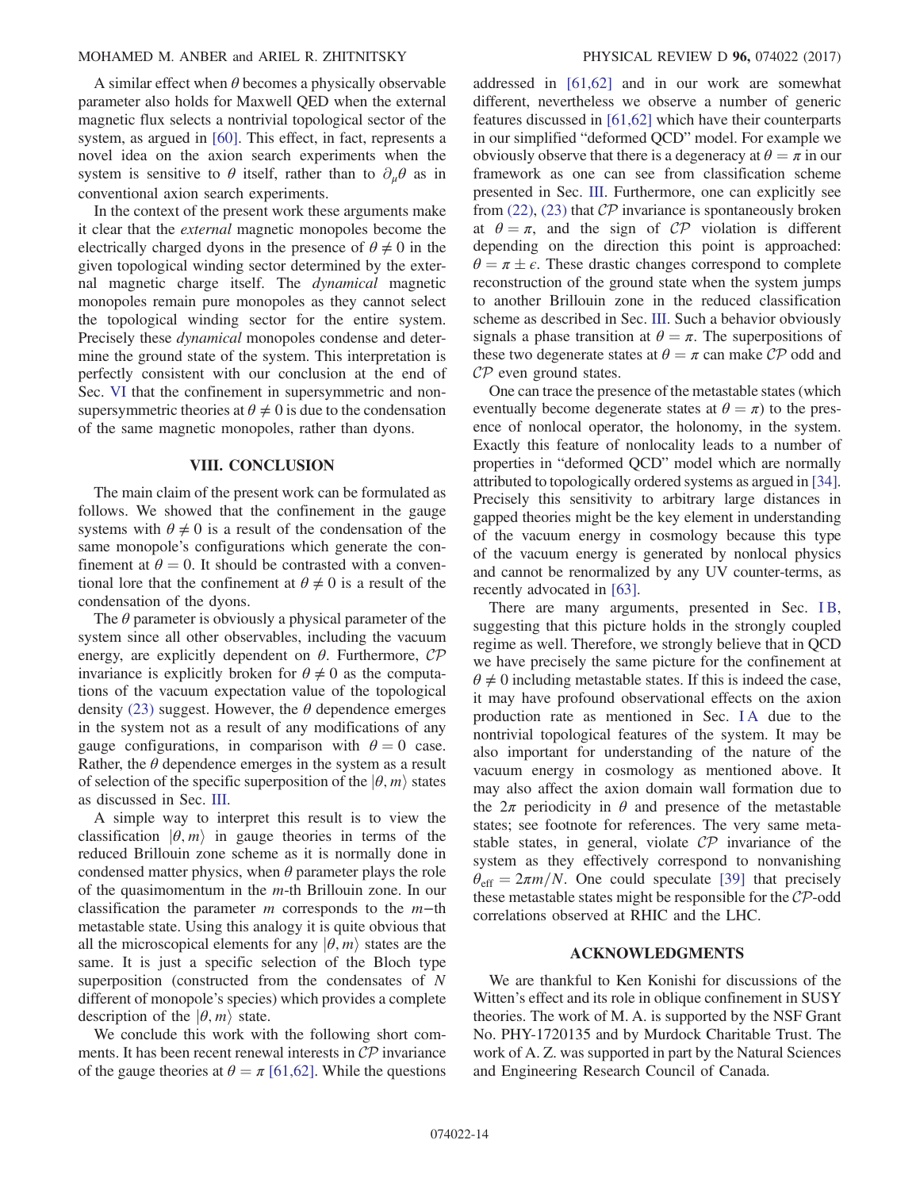A similar effect when $\theta$ becomes a physically observable parameter also holds for Maxwell QED when the external magnetic flux selects a nontrivial topological sector of the system, as argued in [60]. This effect, in fact, represents a novel idea on the axion search experiments when the system is sensitive to $\theta$ itself, rather than to $\partial_\mu \theta$ as in conventional axion search experiments.

In the context of the present work these arguments make it clear that the *external* magnetic monopoles become the electrically charged dyons in the presence of $\theta \neq 0$ in the given topological winding sector determined by the external magnetic charge itself. The *dynamical* magnetic monopoles remain pure monopoles as they cannot select the topological winding sector for the entire system. Precisely these *dynamical* monopoles condense and determine the ground state of the system. This interpretation is perfectly consistent with our conclusion at the end of Sec. VI that the confinement in supersymmetric and nonsupersymmetric theories at $\theta \neq 0$ is due to the condensation of the same magnetic monopoles, rather than dyons.

## VIII. CONCLUSION

The main claim of the present work can be formulated as follows. We showed that the confinement in the gauge systems with $\theta \neq 0$ is a result of the condensation of the same monopole's configurations which generate the confinement at $\theta = 0$. It should be contrasted with a conventional lore that the confinement at $\theta \neq 0$ is a result of the condensation of the dyons.

The $\theta$ parameter is obviously a physical parameter of the system since all other observables, including the vacuum energy, are explicitly dependent on $\theta$. Furthermore, $\mathcal{CP}$ invariance is explicitly broken for $\theta \neq 0$ as the computations of the vacuum expectation value of the topological density (23) suggest. However, the $\theta$ dependence emerges in the system not as a result of any modifications of any gauge configurations, in comparison with $\theta = 0$ case. Rather, the $\theta$ dependence emerges in the system as a result of selection of the specific superposition of the $|\theta, m\rangle$ states as discussed in Sec. III.

A simple way to interpret this result is to view the classification $|\theta, m\rangle$ in gauge theories in terms of the reduced Brillouin zone scheme as it is normally done in condensed matter physics, when $\theta$ parameter plays the role of the quasimomentum in the $m$-th Brillouin zone. In our classification the parameter $m$ corresponds to the $m$−th metastable state. Using this analogy it is quite obvious that all the microscopical elements for any $|\theta, m\rangle$ states are the same. It is just a specific selection of the Bloch type superposition (constructed from the condensates of $N$ different of monopole's species) which provides a complete description of the $|\theta, m\rangle$ state.

We conclude this work with the following short comments. It has been recent renewal interests in $\mathcal{CP}$ invariance of the gauge theories at $\theta = \pi$ [61,62]. While the questions addressed in [61,62] and in our work are somewhat different, nevertheless we observe a number of generic features discussed in [61,62] which have their counterparts in our simplified "deformed QCD" model. For example we obviously observe that there is a degeneracy at $\theta = \pi$ in our framework as one can see from classification scheme presented in Sec. III. Furthermore, one can explicitly see from (22), (23) that $\mathcal{CP}$ invariance is spontaneously broken at $\theta = \pi$, and the sign of $\mathcal{CP}$ violation is different depending on the direction this point is approached: $\theta = \pi \pm \epsilon$. These drastic changes correspond to complete reconstruction of the ground state when the system jumps to another Brillouin zone in the reduced classification scheme as described in Sec. III. Such a behavior obviously signals a phase transition at $\theta = \pi$. The superpositions of these two degenerate states at $\theta = \pi$ can make $\mathcal{CP}$ odd and $\mathcal{CP}$ even ground states.

One can trace the presence of the metastable states (which eventually become degenerate states at $\theta = \pi$) to the presence of nonlocal operator, the holonomy, in the system. Exactly this feature of nonlocality leads to a number of properties in "deformed QCD" model which are normally attributed to topologically ordered systems as argued in [34]. Precisely this sensitivity to arbitrary large distances in gapped theories might be the key element in understanding of the vacuum energy in cosmology because this type of the vacuum energy is generated by nonlocal physics and cannot be renormalized by any UV counter-terms, as recently advocated in [63].

There are many arguments, presented in Sec. I B, suggesting that this picture holds in the strongly coupled regime as well. Therefore, we strongly believe that in QCD we have precisely the same picture for the confinement at $\theta \neq 0$ including metastable states. If this is indeed the case, it may have profound observational effects on the axion production rate as mentioned in Sec. I A due to the nontrivial topological features of the system. It may be also important for understanding of the nature of the vacuum energy in cosmology as mentioned above. It may also affect the axion domain wall formation due to the $2\pi$ periodicity in $\theta$ and presence of the metastable states; see footnote for references. The very same metastable states, in general, violate $\mathcal{CP}$ invariance of the system as they effectively correspond to nonvanishing $\theta_{\rm eff} = 2\pi m/N$. One could speculate [39] that precisely these metastable states might be responsible for the $\mathcal{CP}$-odd correlations observed at RHIC and the LHC.

## ACKNOWLEDGMENTS

We are thankful to Ken Konishi for discussions of the Witten's effect and its role in oblique confinement in SUSY theories. The work of M. A. is supported by the NSF Grant No. PHY-1720135 and by Murdock Charitable Trust. The work of A. Z. was supported in part by the Natural Sciences and Engineering Research Council of Canada.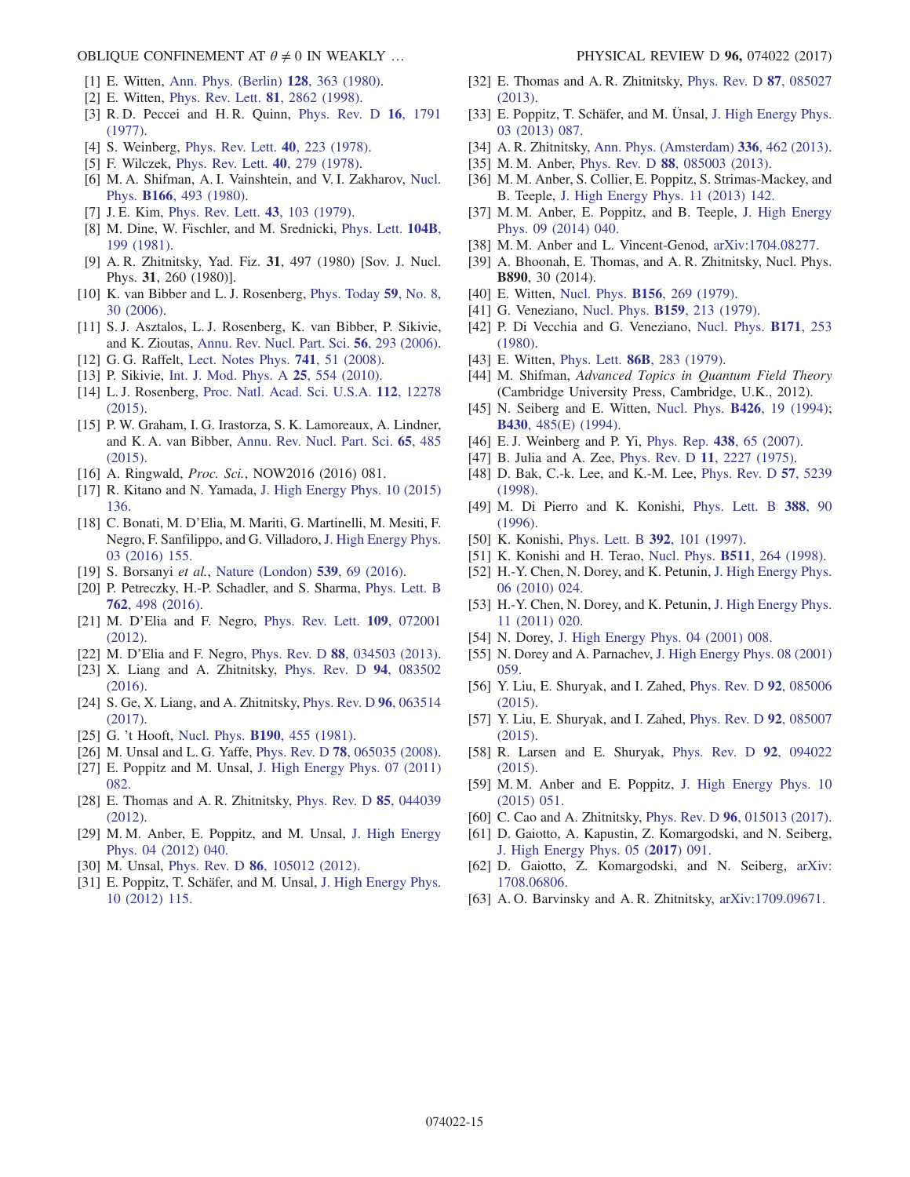[1] E. Witten, Ann. Phys. (Berlin) **128**, 363 (1980).

[2] E. Witten, Phys. Rev. Lett. **81**, 2862 (1998).

[3] R. D. Peccei and H. R. Quinn, Phys. Rev. D **16**, 1791 (1977).

[4] S. Weinberg, Phys. Rev. Lett. **40**, 223 (1978).

[5] F. Wilczek, Phys. Rev. Lett. **40**, 279 (1978).

[6] M. A. Shifman, A. I. Vainshtein, and V. I. Zakharov, Nucl. Phys. **B166**, 493 (1980).

[7] J. E. Kim, Phys. Rev. Lett. **43**, 103 (1979).

[8] M. Dine, W. Fischler, and M. Srednicki, Phys. Lett. **104B**, 199 (1981).

[9] A. R. Zhitnitsky, Yad. Fiz. **31**, 497 (1980) [Sov. J. Nucl. Phys. **31**, 260 (1980)].

[10] K. van Bibber and L. J. Rosenberg, Phys. Today **59**, No. 8, 30 (2006).

[11] S. J. Asztalos, L. J. Rosenberg, K. van Bibber, P. Sikivie, and K. Zioutas, Annu. Rev. Nucl. Part. Sci. **56**, 293 (2006).

[12] G. G. Raffelt, Lect. Notes Phys. **741**, 51 (2008).

[13] P. Sikivie, Int. J. Mod. Phys. A **25**, 554 (2010).

[14] L. J. Rosenberg, Proc. Natl. Acad. Sci. U.S.A. **112**, 12278 (2015).

[15] P. W. Graham, I. G. Irastorza, S. K. Lamoreaux, A. Lindner, and K. A. van Bibber, Annu. Rev. Nucl. Part. Sci. **65**, 485 (2015).

[16] A. Ringwald, *Proc. Sci.*, NOW2016 (2016) 081.

[17] R. Kitano and N. Yamada, J. High Energy Phys. 10 (2015) 136.

[18] C. Bonati, M. D'Elia, M. Mariti, G. Martinelli, M. Mesiti, F. Negro, F. Sanfilippo, and G. Villadoro, J. High Energy Phys. 03 (2016) 155.

[19] S. Borsanyi *et al.*, Nature (London) **539**, 69 (2016).

[20] P. Petreczky, H.-P. Schadler, and S. Sharma, Phys. Lett. B **762**, 498 (2016).

[21] M. D'Elia and F. Negro, Phys. Rev. Lett. **109**, 072001 (2012).

[22] M. D'Elia and F. Negro, Phys. Rev. D **88**, 034503 (2013).

[23] X. Liang and A. Zhitnitsky, Phys. Rev. D **94**, 083502 (2016).

[24] S. Ge, X. Liang, and A. Zhitnitsky, Phys. Rev. D **96**, 063514 (2017).

[25] G. 't Hooft, Nucl. Phys. **B190**, 455 (1981).

[26] M. Unsal and L. G. Yaffe, Phys. Rev. D **78**, 065035 (2008).

[27] E. Poppitz and M. Unsal, J. High Energy Phys. 07 (2011) 082.

[28] E. Thomas and A. R. Zhitnitsky, Phys. Rev. D **85**, 044039 (2012).

[29] M. M. Anber, E. Poppitz, and M. Unsal, J. High Energy Phys. 04 (2012) 040.

[30] M. Unsal, Phys. Rev. D **86**, 105012 (2012).

[31] E. Poppitz, T. Schäfer, and M. Unsal, J. High Energy Phys. 10 (2012) 115.

[32] E. Thomas and A. R. Zhitnitsky, Phys. Rev. D **87**, 085027 (2013).

[33] E. Poppitz, T. Schäfer, and M. Ünsal, J. High Energy Phys. 03 (2013) 087.

[34] A. R. Zhitnitsky, Ann. Phys. (Amsterdam) **336**, 462 (2013).

[35] M. M. Anber, Phys. Rev. D **88**, 085003 (2013).

[36] M. M. Anber, S. Collier, E. Poppitz, S. Strimas-Mackey, and B. Teeple, J. High Energy Phys. 11 (2013) 142.

[37] M. M. Anber, E. Poppitz, and B. Teeple, J. High Energy Phys. 09 (2014) 040.

[38] M. M. Anber and L. Vincent-Genod, arXiv:1704.08277.

[39] A. Bhoonah, E. Thomas, and A. R. Zhitnitsky, Nucl. Phys. **B890**, 30 (2014).

[40] E. Witten, Nucl. Phys. **B156**, 269 (1979).

[41] G. Veneziano, Nucl. Phys. **B159**, 213 (1979).

[42] P. Di Vecchia and G. Veneziano, Nucl. Phys. **B171**, 253 (1980).

[43] E. Witten, Phys. Lett. **86B**, 283 (1979).

[44] M. Shifman, *Advanced Topics in Quantum Field Theory* (Cambridge University Press, Cambridge, U.K., 2012).

[45] N. Seiberg and E. Witten, Nucl. Phys. **B426**, 19 (1994); **B430**, 485(E) (1994).

[46] E. J. Weinberg and P. Yi, Phys. Rep. **438**, 65 (2007).

[47] B. Julia and A. Zee, Phys. Rev. D **11**, 2227 (1975).

[48] D. Bak, C.-k. Lee, and K.-M. Lee, Phys. Rev. D **57**, 5239 (1998).

[49] M. Di Pierro and K. Konishi, Phys. Lett. B **388**, 90 (1996).

[50] K. Konishi, Phys. Lett. B **392**, 101 (1997).

[51] K. Konishi and H. Terao, Nucl. Phys. **B511**, 264 (1998).

[52] H.-Y. Chen, N. Dorey, and K. Petunin, J. High Energy Phys. 06 (2010) 024.

[53] H.-Y. Chen, N. Dorey, and K. Petunin, J. High Energy Phys. 11 (2011) 020.

[54] N. Dorey, J. High Energy Phys. 04 (2001) 008.

[55] N. Dorey and A. Parnachev, J. High Energy Phys. 08 (2001) 059.

[56] Y. Liu, E. Shuryak, and I. Zahed, Phys. Rev. D **92**, 085006 (2015).

[57] Y. Liu, E. Shuryak, and I. Zahed, Phys. Rev. D **92**, 085007 (2015).

[58] R. Larsen and E. Shuryak, Phys. Rev. D **92**, 094022 (2015).

[59] M. M. Anber and E. Poppitz, J. High Energy Phys. 10 (2015) 051.

[60] C. Cao and A. Zhitnitsky, Phys. Rev. D **96**, 015013 (2017).

[61] D. Gaiotto, A. Kapustin, Z. Komargodski, and N. Seiberg, J. High Energy Phys. 05 (**2017**) 091.

[62] D. Gaiotto, Z. Komargodski, and N. Seiberg, arXiv: 1708.06806.

[63] A. O. Barvinsky and A. R. Zhitnitsky, arXiv:1709.09671.